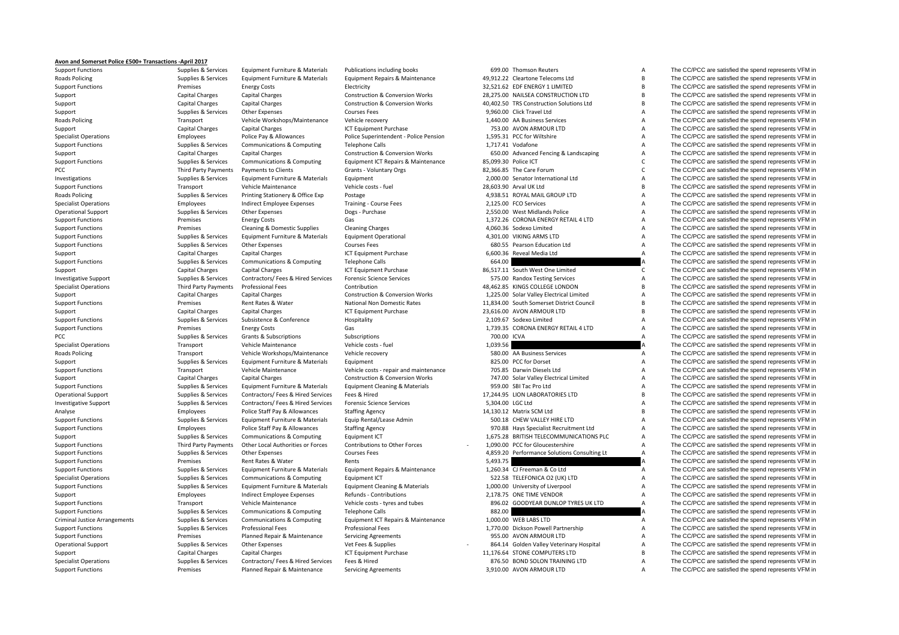**Avon and Somerset Police £500+ Transactions -April 2017**

| | | | | | | | |
|---|---|---|---|---|---|---|---|
| Support Functions | Supplies & Services | Equipment Furniture & Materials | Publications including books | 699.00 | Thomson Reuters | A | The CC/PCC are satisfied the spend represents VFM in |
| Roads Policing | Supplies & Services | Equipment Furniture & Materials | Equipment Repairs & Maintenance | 49,912.22 | Cleartone Telecoms Ltd | B | The CC/PCC are satisfied the spend represents VFM in |
| Support Functions | Premises | Energy Costs | Electricity | 32,521.62 | EDF ENERGY 1 LIMITED | B | The CC/PCC are satisfied the spend represents VFM in |
| Support | Capital Charges | Capital Charges | Construction & Conversion Works | 28,275.00 | NAILSEA CONSTRUCTION LTD | B | The CC/PCC are satisfied the spend represents VFM in |
| Support | Capital Charges | Capital Charges | Construction & Conversion Works | 40,402.50 | TRS Construction Solutions Ltd | B | The CC/PCC are satisfied the spend represents VFM in |
| Support | Supplies & Services | Other Expenses | Courses Fees | 9,960.00 | Click Travel Ltd | A | The CC/PCC are satisfied the spend represents VFM in |
| Roads Policing | Transport | Vehicle Workshops/Maintenance | Vehicle recovery | 1,440.00 | AA Business Services | A | The CC/PCC are satisfied the spend represents VFM in |
| Support | Capital Charges | Capital Charges | ICT Equipment Purchase | 753.00 | AVON ARMOUR LTD | A | The CC/PCC are satisfied the spend represents VFM in |
| Specialist Operations | Employees | Police Pay & Allowances | Police Superintendent - Police Pension | 1,595.31 | PCC for Wiltshire | A | The CC/PCC are satisfied the spend represents VFM in |
| Support Functions | Supplies & Services | Communications & Computing | Telephone Calls | 1,717.41 | Vodafone | A | The CC/PCC are satisfied the spend represents VFM in |
| Support | Capital Charges | Capital Charges | Construction & Conversion Works | 650.00 | Advanced Fencing & Landscaping | A | The CC/PCC are satisfied the spend represents VFM in |
| Support Functions | Supplies & Services | Communications & Computing | Equipment ICT Repairs & Maintenance | 85,099.30 | Police ICT | C | The CC/PCC are satisfied the spend represents VFM in |
| PCC | Third Party Payments | Payments to Clients | Grants - Voluntary Orgs | 82,366.85 | The Care Forum | C | The CC/PCC are satisfied the spend represents VFM in |
| Investigations | Supplies & Services | Equipment Furniture & Materials | Equipment | 2,000.00 | Senator International Ltd | A | The CC/PCC are satisfied the spend represents VFM in |
| Support Functions | Transport | Vehicle Maintenance | Vehicle costs - fuel | 28,603.90 | Arval UK Ltd | B | The CC/PCC are satisfied the spend represents VFM in |
| Roads Policing | Supplies & Services | Printing Stationery & Office Exp | Postage | 4,938.51 | ROYAL MAIL GROUP LTD | A | The CC/PCC are satisfied the spend represents VFM in |
| Specialist Operations | Employees | Indirect Employee Expenses | Training - Course Fees | 2,125.00 | FCO Services | A | The CC/PCC are satisfied the spend represents VFM in |
| Operational Support | Supplies & Services | Other Expenses | Dogs - Purchase | 2,550.00 | West Midlands Police | A | The CC/PCC are satisfied the spend represents VFM in |
| Support Functions | Premises | Energy Costs | Gas | 1,372.26 | CORONA ENERGY RETAIL 4 LTD | A | The CC/PCC are satisfied the spend represents VFM in |
| Support Functions | Premises | Cleaning & Domestic Supplies | Cleaning Charges | 4,060.36 | Sodexo Limited | A | The CC/PCC are satisfied the spend represents VFM in |
| Support Functions | Supplies & Services | Equipment Furniture & Materials | Equipment Operational | 4,301.00 | VIKING ARMS LTD | A | The CC/PCC are satisfied the spend represents VFM in |
| Support Functions | Supplies & Services | Other Expenses | Courses Fees | 680.55 | Pearson Education Ltd | A | The CC/PCC are satisfied the spend represents VFM in |
| Support | Capital Charges | Capital Charges | ICT Equipment Purchase | 6,600.36 | Reveal Media Ltd | A | The CC/PCC are satisfied the spend represents VFM in |
| Support Functions | Supplies & Services | Communications & Computing | Telephone Calls | 664.00 | | A | The CC/PCC are satisfied the spend represents VFM in |
| Support | Capital Charges | Capital Charges | ICT Equipment Purchase | 86,517.11 | South West One Limited | C | The CC/PCC are satisfied the spend represents VFM in |
| Investigative Support | Supplies & Services | Contractors/ Fees & Hired Services | Forensic Science Services | 575.00 | Randox Testing Services | A | The CC/PCC are satisfied the spend represents VFM in |
| Specialist Operations | Third Party Payments | Professional Fees | Contribution | 48,462.85 | KINGS COLLEGE LONDON | B | The CC/PCC are satisfied the spend represents VFM in |
| Support | Capital Charges | Capital Charges | Construction & Conversion Works | 1,225.00 | Solar Valley Electrical Limited | A | The CC/PCC are satisfied the spend represents VFM in |
| Support Functions | Premises | Rent Rates & Water | National Non Domestic Rates | 11,834.00 | South Somerset District Council | B | The CC/PCC are satisfied the spend represents VFM in |
| Support | Capital Charges | Capital Charges | ICT Equipment Purchase | 23,616.00 | AVON ARMOUR LTD | B | The CC/PCC are satisfied the spend represents VFM in |
| Support Functions | Supplies & Services | Subsistence & Conference | Hospitality | 2,109.67 | Sodexo Limited | A | The CC/PCC are satisfied the spend represents VFM in |
| Support Functions | Premises | Energy Costs | Gas | 1,739.35 | CORONA ENERGY RETAIL 4 LTD | A | The CC/PCC are satisfied the spend represents VFM in |
| PCC | Supplies & Services | Grants & Subscriptions | Subscriptions | 700.00 | ICVA | A | The CC/PCC are satisfied the spend represents VFM in |
| Specialist Operations | Transport | Vehicle Maintenance | Vehicle costs - fuel | 1,039.56 | | A | The CC/PCC are satisfied the spend represents VFM in |
| Roads Policing | Transport | Vehicle Workshops/Maintenance | Vehicle recovery | 580.00 | AA Business Services | A | The CC/PCC are satisfied the spend represents VFM in |
| Support | Supplies & Services | Equipment Furniture & Materials | Equipment | 825.00 | PCC for Dorset | A | The CC/PCC are satisfied the spend represents VFM in |
| Support Functions | Transport | Vehicle Maintenance | Vehicle costs - repair and maintenance | 705.85 | Darwin Diesels Ltd | A | The CC/PCC are satisfied the spend represents VFM in |
| Support | Capital Charges | Capital Charges | Construction & Conversion Works | 747.00 | Solar Valley Electrical Limited | A | The CC/PCC are satisfied the spend represents VFM in |
| Support Functions | Supplies & Services | Equipment Furniture & Materials | Equipment Cleaning & Materials | 959.00 | SBI Tac Pro Ltd | A | The CC/PCC are satisfied the spend represents VFM in |
| Operational Support | Supplies & Services | Contractors/ Fees & Hired Services | Fees & Hired | 17,244.95 | LION LABORATORIES LTD | B | The CC/PCC are satisfied the spend represents VFM in |
| Investigative Support | Supplies & Services | Contractors/ Fees & Hired Services | Forensic Science Services | 5,304.00 | LGC Ltd | A | The CC/PCC are satisfied the spend represents VFM in |
| Analyse | Employees | Police Staff Pay & Allowances | Staffing Agency | 14,130.12 | Matrix SCM Ltd | B | The CC/PCC are satisfied the spend represents VFM in |
| Support Functions | Supplies & Services | Equipment Furniture & Materials | Equip Rental/Lease Admin | 500.18 | CHEW VALLEY HIRE LTD | A | The CC/PCC are satisfied the spend represents VFM in |
| Support Functions | Employees | Police Staff Pay & Allowances | Staffing Agency | 970.88 | Hays Specialist Recruitment Ltd | A | The CC/PCC are satisfied the spend represents VFM in |
| Support | Supplies & Services | Communications & Computing | Equipment ICT | 1,675.28 | BRITISH TELECOMMUNICATIONS PLC | A | The CC/PCC are satisfied the spend represents VFM in |
| Support Functions | Third Party Payments | Other Local Authorities or Forces | Contributions to Other Forces | - 1,090.00 | PCC for Gloucestershire | A | The CC/PCC are satisfied the spend represents VFM in |
| Support Functions | Supplies & Services | Other Expenses | Courses Fees | 4,859.20 | Performance Solutions Consulting Lt | A | The CC/PCC are satisfied the spend represents VFM in |
| Support Functions | Premises | Rent Rates & Water | Rents | 5,493.75 | | A | The CC/PCC are satisfied the spend represents VFM in |
| Support Functions | Supplies & Services | Equipment Furniture & Materials | Equipment Repairs & Maintenance | 1,260.34 | CJ Freeman & Co Ltd | A | The CC/PCC are satisfied the spend represents VFM in |
| Specialist Operations | Supplies & Services | Communications & Computing | Equipment ICT | 522.58 | TELEFONICA O2 (UK) LTD | A | The CC/PCC are satisfied the spend represents VFM in |
| Support Functions | Supplies & Services | Equipment Furniture & Materials | Equipment Cleaning & Materials | 1,000.00 | University of Liverpool | A | The CC/PCC are satisfied the spend represents VFM in |
| Support | Employees | Indirect Employee Expenses | Refunds - Contributions | 2,178.75 | ONE TIME VENDOR | A | The CC/PCC are satisfied the spend represents VFM in |
| Support Functions | Transport | Vehicle Maintenance | Vehicle costs - tyres and tubes | 896.02 | GOODYEAR DUNLOP TYRES UK LTD | A | The CC/PCC are satisfied the spend represents VFM in |
| Support Functions | Supplies & Services | Communications & Computing | Telephone Calls | 882.00 | | A | The CC/PCC are satisfied the spend represents VFM in |
| Criminal Justice Arrangements | Supplies & Services | Communications & Computing | Equipment ICT Repairs & Maintenance | 1,000.00 | WEB LABS LTD | A | The CC/PCC are satisfied the spend represents VFM in |
| Support Functions | Supplies & Services | Professional Fees | Professional Fees | 1,770.00 | Dickson Powell Partnership | A | The CC/PCC are satisfied the spend represents VFM in |
| Support Functions | Premises | Planned Repair & Maintenance | Servicing Agreements | 955.00 | AVON ARMOUR LTD | A | The CC/PCC are satisfied the spend represents VFM in |
| Operational Support | Supplies & Services | Other Expenses | Vet Fees & Supplies | - 864.14 | Golden Valley Veterinary Hospital | A | The CC/PCC are satisfied the spend represents VFM in |
| Support | Capital Charges | Capital Charges | ICT Equipment Purchase | 11,176.64 | STONE COMPUTERS LTD | B | The CC/PCC are satisfied the spend represents VFM in |
| Specialist Operations | Supplies & Services | Contractors/ Fees & Hired Services | Fees & Hired | 876.50 | BOND SOLON TRAINING LTD | A | The CC/PCC are satisfied the spend represents VFM in |
| Support Functions | Premises | Planned Repair & Maintenance | Servicing Agreements | 3,910.00 | AVON ARMOUR LTD | A | The CC/PCC are satisfied the spend represents VFM in |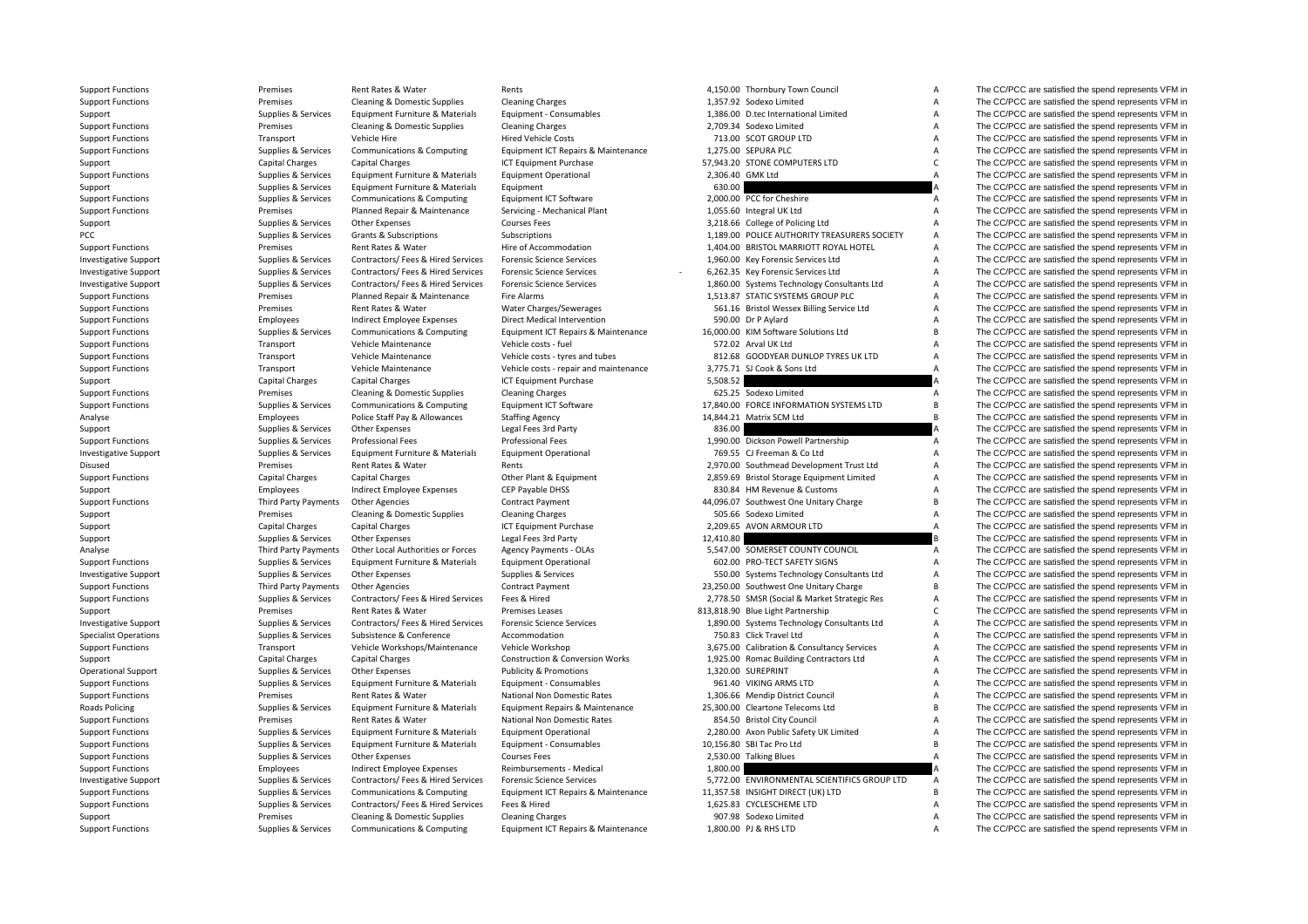| | | | | | | | |
|---|---|---|---|---|---|---|---|
| Support Functions | Premises | Rent Rates & Water | Rents | 4,150.00 | Thornbury Town Council | A | The CC/PCC are satisfied the spend represents VFM in |
| Support Functions | Premises | Cleaning & Domestic Supplies | Cleaning Charges | 1,357.92 | Sodexo Limited | A | The CC/PCC are satisfied the spend represents VFM in |
| Support | Supplies & Services | Equipment Furniture & Materials | Equipment - Consumables | 1,386.00 | D.tec International Limited | A | The CC/PCC are satisfied the spend represents VFM in |
| Support Functions | Premises | Cleaning & Domestic Supplies | Cleaning Charges | 2,709.34 | Sodexo Limited | A | The CC/PCC are satisfied the spend represents VFM in |
| Support Functions | Transport | Vehicle Hire | Hired Vehicle Costs | 713.00 | SCOT GROUP LTD | A | The CC/PCC are satisfied the spend represents VFM in |
| Support Functions | Supplies & Services | Communications & Computing | Equipment ICT Repairs & Maintenance | 1,275.00 | SEPURA PLC | A | The CC/PCC are satisfied the spend represents VFM in |
| Support | Capital Charges | Capital Charges | ICT Equipment Purchase | 57,943.20 | STONE COMPUTERS LTD | C | The CC/PCC are satisfied the spend represents VFM in |
| Support Functions | Supplies & Services | Equipment Furniture & Materials | Equipment Operational | 2,306.40 | GMK Ltd | A | The CC/PCC are satisfied the spend represents VFM in |
| Support | Supplies & Services | Equipment Furniture & Materials | Equipment | 630.00 | | A | The CC/PCC are satisfied the spend represents VFM in |
| Support Functions | Supplies & Services | Communications & Computing | Equipment ICT Software | 2,000.00 | PCC for Cheshire | A | The CC/PCC are satisfied the spend represents VFM in |
| Support Functions | Premises | Planned Repair & Maintenance | Servicing - Mechanical Plant | 1,055.60 | Integral UK Ltd | A | The CC/PCC are satisfied the spend represents VFM in |
| Support | Supplies & Services | Other Expenses | Courses Fees | 3,218.66 | College of Policing Ltd | A | The CC/PCC are satisfied the spend represents VFM in |
| PCC | Supplies & Services | Grants & Subscriptions | Subscriptions | 1,189.00 | POLICE AUTHORITY TREASURERS SOCIETY | A | The CC/PCC are satisfied the spend represents VFM in |
| Support Functions | Premises | Rent Rates & Water | Hire of Accommodation | 1,404.00 | BRISTOL MARRIOTT ROYAL HOTEL | A | The CC/PCC are satisfied the spend represents VFM in |
| Investigative Support | Supplies & Services | Contractors/ Fees & Hired Services | Forensic Science Services | 1,960.00 | Key Forensic Services Ltd | A | The CC/PCC are satisfied the spend represents VFM in |
| Investigative Support | Supplies & Services | Contractors/ Fees & Hired Services | Forensic Science Services | -6,262.35 | Key Forensic Services Ltd | A | The CC/PCC are satisfied the spend represents VFM in |
| Investigative Support | Supplies & Services | Contractors/ Fees & Hired Services | Forensic Science Services | 1,860.00 | Systems Technology Consultants Ltd | A | The CC/PCC are satisfied the spend represents VFM in |
| Support Functions | Premises | Planned Repair & Maintenance | Fire Alarms | 1,513.87 | STATIC SYSTEMS GROUP PLC | A | The CC/PCC are satisfied the spend represents VFM in |
| Support Functions | Premises | Rent Rates & Water | Water Charges/Sewerages | 561.16 | Bristol Wessex Billing Service Ltd | A | The CC/PCC are satisfied the spend represents VFM in |
| Support Functions | Employees | Indirect Employee Expenses | Direct Medical Intervention | 590.00 | Dr P Aylard | A | The CC/PCC are satisfied the spend represents VFM in |
| Support Functions | Supplies & Services | Communications & Computing | Equipment ICT Repairs & Maintenance | 16,000.00 | KIM Software Solutions Ltd | B | The CC/PCC are satisfied the spend represents VFM in |
| Support Functions | Transport | Vehicle Maintenance | Vehicle costs - fuel | 572.02 | Arval UK Ltd | A | The CC/PCC are satisfied the spend represents VFM in |
| Support Functions | Transport | Vehicle Maintenance | Vehicle costs - tyres and tubes | 812.68 | GOODYEAR DUNLOP TYRES UK LTD | A | The CC/PCC are satisfied the spend represents VFM in |
| Support Functions | Transport | Vehicle Maintenance | Vehicle costs - repair and maintenance | 3,775.71 | SJ Cook & Sons Ltd | A | The CC/PCC are satisfied the spend represents VFM in |
| Support | Capital Charges | Capital Charges | ICT Equipment Purchase | 5,508.52 | | A | The CC/PCC are satisfied the spend represents VFM in |
| Support Functions | Premises | Cleaning & Domestic Supplies | Cleaning Charges | 625.25 | Sodexo Limited | A | The CC/PCC are satisfied the spend represents VFM in |
| Support Functions | Supplies & Services | Communications & Computing | Equipment ICT Software | 17,840.00 | FORCE INFORMATION SYSTEMS LTD | B | The CC/PCC are satisfied the spend represents VFM in |
| Analyse | Employees | Police Staff Pay & Allowances | Staffing Agency | 14,844.21 | Matrix SCM Ltd | B | The CC/PCC are satisfied the spend represents VFM in |
| Support | Supplies & Services | Other Expenses | Legal Fees 3rd Party | 836.00 | | A | The CC/PCC are satisfied the spend represents VFM in |
| Support Functions | Supplies & Services | Professional Fees | Professional Fees | 1,990.00 | Dickson Powell Partnership | A | The CC/PCC are satisfied the spend represents VFM in |
| Investigative Support | Supplies & Services | Equipment Furniture & Materials | Equipment Operational | 769.55 | CJ Freeman & Co Ltd | A | The CC/PCC are satisfied the spend represents VFM in |
| Disused | Premises | Rent Rates & Water | Rents | 2,970.00 | Southmead Development Trust Ltd | A | The CC/PCC are satisfied the spend represents VFM in |
| Support Functions | Capital Charges | Capital Charges | Other Plant & Equipment | 2,859.69 | Bristol Storage Equipment Limited | A | The CC/PCC are satisfied the spend represents VFM in |
| Support | Employees | Indirect Employee Expenses | CEP Payable DHSS | 830.84 | HM Revenue & Customs | A | The CC/PCC are satisfied the spend represents VFM in |
| Support Functions | Third Party Payments | Other Agencies | Contract Payment | 44,096.07 | Southwest One Unitary Charge | B | The CC/PCC are satisfied the spend represents VFM in |
| Support | Premises | Cleaning & Domestic Supplies | Cleaning Charges | 505.66 | Sodexo Limited | A | The CC/PCC are satisfied the spend represents VFM in |
| Support | Capital Charges | Capital Charges | ICT Equipment Purchase | 2,209.65 | AVON ARMOUR LTD | A | The CC/PCC are satisfied the spend represents VFM in |
| Support | Supplies & Services | Other Expenses | Legal Fees 3rd Party | 12,410.80 | | B | The CC/PCC are satisfied the spend represents VFM in |
| Analyse | Third Party Payments | Other Local Authorities or Forces | Agency Payments - OLAs | 5,547.00 | SOMERSET COUNTY COUNCIL | A | The CC/PCC are satisfied the spend represents VFM in |
| Support Functions | Supplies & Services | Equipment Furniture & Materials | Equipment Operational | 602.00 | PRO-TECT SAFETY SIGNS | A | The CC/PCC are satisfied the spend represents VFM in |
| Investigative Support | Supplies & Services | Other Expenses | Supplies & Services | 550.00 | Systems Technology Consultants Ltd | A | The CC/PCC are satisfied the spend represents VFM in |
| Support Functions | Third Party Payments | Other Agencies | Contract Payment | 23,250.00 | Southwest One Unitary Charge | B | The CC/PCC are satisfied the spend represents VFM in |
| Support Functions | Supplies & Services | Contractors/ Fees & Hired Services | Fees & Hired | 2,778.50 | SMSR (Social & Market Strategic Res | A | The CC/PCC are satisfied the spend represents VFM in |
| Support | Premises | Rent Rates & Water | Premises Leases | 813,818.90 | Blue Light Partnership | C | The CC/PCC are satisfied the spend represents VFM in |
| Investigative Support | Supplies & Services | Contractors/ Fees & Hired Services | Forensic Science Services | 1,890.00 | Systems Technology Consultants Ltd | A | The CC/PCC are satisfied the spend represents VFM in |
| Specialist Operations | Supplies & Services | Subsistence & Conference | Accommodation | 750.83 | Click Travel Ltd | A | The CC/PCC are satisfied the spend represents VFM in |
| Support Functions | Transport | Vehicle Workshops/Maintenance | Vehicle Workshop | 3,675.00 | Calibration & Consultancy Services | A | The CC/PCC are satisfied the spend represents VFM in |
| Support | Capital Charges | Capital Charges | Construction & Conversion Works | 1,925.00 | Romac Building Contractors Ltd | A | The CC/PCC are satisfied the spend represents VFM in |
| Operational Support | Supplies & Services | Other Expenses | Publicity & Promotions | 1,320.00 | SUREPRINT | A | The CC/PCC are satisfied the spend represents VFM in |
| Support Functions | Supplies & Services | Equipment Furniture & Materials | Equipment - Consumables | 961.40 | VIKING ARMS LTD | A | The CC/PCC are satisfied the spend represents VFM in |
| Support Functions | Premises | Rent Rates & Water | National Non Domestic Rates | 1,306.66 | Mendip District Council | A | The CC/PCC are satisfied the spend represents VFM in |
| Roads Policing | Supplies & Services | Equipment Furniture & Materials | Equipment Repairs & Maintenance | 25,300.00 | Cleartone Telecoms Ltd | B | The CC/PCC are satisfied the spend represents VFM in |
| Support Functions | Premises | Rent Rates & Water | National Non Domestic Rates | 854.50 | Bristol City Council | A | The CC/PCC are satisfied the spend represents VFM in |
| Support Functions | Supplies & Services | Equipment Furniture & Materials | Equipment Operational | 2,280.00 | Axon Public Safety UK Limited | A | The CC/PCC are satisfied the spend represents VFM in |
| Support Functions | Supplies & Services | Equipment Furniture & Materials | Equipment - Consumables | 10,156.80 | SBI Tac Pro Ltd | B | The CC/PCC are satisfied the spend represents VFM in |
| Support Functions | Supplies & Services | Other Expenses | Courses Fees | 2,530.00 | Talking Blues | A | The CC/PCC are satisfied the spend represents VFM in |
| Support Functions | Employees | Indirect Employee Expenses | Reimbursements - Medical | 1,800.00 | | A | The CC/PCC are satisfied the spend represents VFM in |
| Investigative Support | Supplies & Services | Contractors/ Fees & Hired Services | Forensic Science Services | 5,772.00 | ENVIRONMENTAL SCIENTIFICS GROUP LTD | A | The CC/PCC are satisfied the spend represents VFM in |
| Support Functions | Supplies & Services | Communications & Computing | Equipment ICT Repairs & Maintenance | 11,357.58 | INSIGHT DIRECT (UK) LTD | B | The CC/PCC are satisfied the spend represents VFM in |
| Support Functions | Supplies & Services | Contractors/ Fees & Hired Services | Fees & Hired | 1,625.83 | CYCLESCHEME LTD | A | The CC/PCC are satisfied the spend represents VFM in |
| Support | Premises | Cleaning & Domestic Supplies | Cleaning Charges | 907.98 | Sodexo Limited | A | The CC/PCC are satisfied the spend represents VFM in |
| Support Functions | Supplies & Services | Communications & Computing | Equipment ICT Repairs & Maintenance | 1,800.00 | PJ & RHS LTD | A | The CC/PCC are satisfied the spend represents VFM in |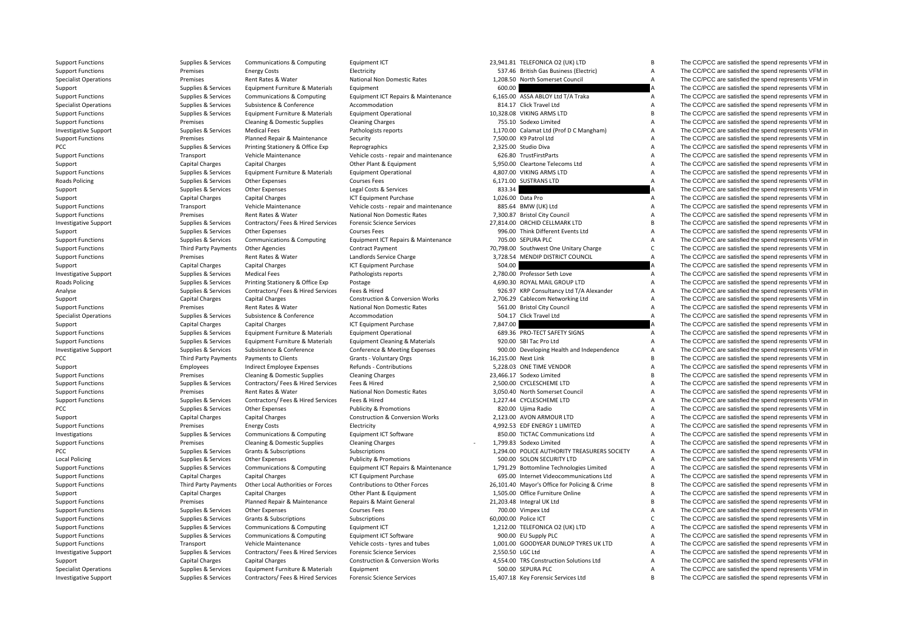| | | | | | | | |
|---|---|---|---|---|---|---|---|
| Support Functions | Supplies & Services | Communications & Computing | Equipment ICT | 23,941.81 | TELEFONICA O2 (UK) LTD | B | The CC/PCC are satisfied the spend represents VFM in |
| Support Functions | Premises | Energy Costs | Electricity | 537.46 | British Gas Business (Electric) | A | The CC/PCC are satisfied the spend represents VFM in |
| Specialist Operations | Premises | Rent Rates & Water | National Non Domestic Rates | 1,208.50 | North Somerset Council | A | The CC/PCC are satisfied the spend represents VFM in |
| Support | Supplies & Services | Equipment Furniture & Materials | Equipment | 600.00 | | A | The CC/PCC are satisfied the spend represents VFM in |
| Support Functions | Supplies & Services | Communications & Computing | Equipment ICT Repairs & Maintenance | 6,165.00 | ASSA ABLOY Ltd T/A Traka | A | The CC/PCC are satisfied the spend represents VFM in |
| Specialist Operations | Supplies & Services | Subsistence & Conference | Accommodation | 814.17 | Click Travel Ltd | A | The CC/PCC are satisfied the spend represents VFM in |
| Support Functions | Supplies & Services | Equipment Furniture & Materials | Equipment Operational | 10,328.08 | VIKING ARMS LTD | B | The CC/PCC are satisfied the spend represents VFM in |
| Support Functions | Premises | Cleaning & Domestic Supplies | Cleaning Charges | 755.10 | Sodexo Limited | A | The CC/PCC are satisfied the spend represents VFM in |
| Investigative Support | Supplies & Services | Medical Fees | Pathologists reports | 1,170.00 | Calamat Ltd (Prof D C Mangham) | A | The CC/PCC are satisfied the spend represents VFM in |
| Support Functions | Premises | Planned Repair & Maintenance | Security | 7,500.00 | K9 Patrol Ltd | A | The CC/PCC are satisfied the spend represents VFM in |
| PCC | Supplies & Services | Printing Stationery & Office Exp | Reprographics | 2,325.00 | Studio Diva | A | The CC/PCC are satisfied the spend represents VFM in |
| Support Functions | Transport | Vehicle Maintenance | Vehicle costs - repair and maintenance | 626.80 | TrustFirstParts | A | The CC/PCC are satisfied the spend represents VFM in |
| Support | Capital Charges | Capital Charges | Other Plant & Equipment | 5,950.00 | Cleartone Telecoms Ltd | A | The CC/PCC are satisfied the spend represents VFM in |
| Support Functions | Supplies & Services | Equipment Furniture & Materials | Equipment Operational | 4,807.00 | VIKING ARMS LTD | A | The CC/PCC are satisfied the spend represents VFM in |
| Roads Policing | Supplies & Services | Other Expenses | Courses Fees | 6,171.00 | SUSTRANS LTD | A | The CC/PCC are satisfied the spend represents VFM in |
| Support | Supplies & Services | Other Expenses | Legal Costs & Services | 833.34 | | A | The CC/PCC are satisfied the spend represents VFM in |
| Support | Capital Charges | Capital Charges | ICT Equipment Purchase | 1,026.00 | Data Pro | A | The CC/PCC are satisfied the spend represents VFM in |
| Support Functions | Transport | Vehicle Maintenance | Vehicle costs - repair and maintenance | 885.64 | BMW (UK) Ltd | A | The CC/PCC are satisfied the spend represents VFM in |
| Support Functions | Premises | Rent Rates & Water | National Non Domestic Rates | 7,300.87 | Bristol City Council | A | The CC/PCC are satisfied the spend represents VFM in |
| Investigative Support | Supplies & Services | Contractors/ Fees & Hired Services | Forensic Science Services | 27,814.00 | ORCHID CELLMARK LTD | B | The CC/PCC are satisfied the spend represents VFM in |
| Support | Supplies & Services | Other Expenses | Courses Fees | 996.00 | Think Different Events Ltd | A | The CC/PCC are satisfied the spend represents VFM in |
| Support Functions | Supplies & Services | Communications & Computing | Equipment ICT Repairs & Maintenance | 705.00 | SEPURA PLC | A | The CC/PCC are satisfied the spend represents VFM in |
| Support Functions | Third Party Payments | Other Agencies | Contract Payment | 70,798.00 | Southwest One Unitary Charge | C | The CC/PCC are satisfied the spend represents VFM in |
| Support Functions | Premises | Rent Rates & Water | Landlords Service Charge | 3,728.54 | MENDIP DISTRICT COUNCIL | A | The CC/PCC are satisfied the spend represents VFM in |
| Support | Capital Charges | Capital Charges | ICT Equipment Purchase | 504.00 | | A | The CC/PCC are satisfied the spend represents VFM in |
| Investigative Support | Supplies & Services | Medical Fees | Pathologists reports | 2,780.00 | Professor Seth Love | A | The CC/PCC are satisfied the spend represents VFM in |
| Roads Policing | Supplies & Services | Printing Stationery & Office Exp | Postage | 4,690.30 | ROYAL MAIL GROUP LTD | A | The CC/PCC are satisfied the spend represents VFM in |
| Analyse | Supplies & Services | Contractors/ Fees & Hired Services | Fees & Hired | 926.97 | KRP Consultancy Ltd T/A Alexander | A | The CC/PCC are satisfied the spend represents VFM in |
| Support | Capital Charges | Capital Charges | Construction & Conversion Works | 2,706.29 | Cablecom Networking Ltd | A | The CC/PCC are satisfied the spend represents VFM in |
| Support Functions | Premises | Rent Rates & Water | National Non Domestic Rates | 561.00 | Bristol City Council | A | The CC/PCC are satisfied the spend represents VFM in |
| Specialist Operations | Supplies & Services | Subsistence & Conference | Accommodation | 504.17 | Click Travel Ltd | A | The CC/PCC are satisfied the spend represents VFM in |
| Support | Capital Charges | Capital Charges | ICT Equipment Purchase | 7,847.00 | | A | The CC/PCC are satisfied the spend represents VFM in |
| Support Functions | Supplies & Services | Equipment Furniture & Materials | Equipment Operational | 689.36 | PRO-TECT SAFETY SIGNS | A | The CC/PCC are satisfied the spend represents VFM in |
| Support Functions | Supplies & Services | Equipment Furniture & Materials | Equipment Cleaning & Materials | 920.00 | SBI Tac Pro Ltd | A | The CC/PCC are satisfied the spend represents VFM in |
| Investigative Support | Supplies & Services | Subsistence & Conference | Conference & Meeting Expenses | 900.00 | Developing Health and Independence | A | The CC/PCC are satisfied the spend represents VFM in |
| PCC | Third Party Payments | Payments to Clients | Grants - Voluntary Orgs | 16,215.00 | Next Link | B | The CC/PCC are satisfied the spend represents VFM in |
| Support | Employees | Indirect Employee Expenses | Refunds - Contributions | 5,228.03 | ONE TIME VENDOR | A | The CC/PCC are satisfied the spend represents VFM in |
| Support Functions | Premises | Cleaning & Domestic Supplies | Cleaning Charges | 23,466.17 | Sodexo Limited | B | The CC/PCC are satisfied the spend represents VFM in |
| Support Functions | Supplies & Services | Contractors/ Fees & Hired Services | Fees & Hired | 2,500.00 | CYCLESCHEME LTD | A | The CC/PCC are satisfied the spend represents VFM in |
| Support Functions | Premises | Rent Rates & Water | National Non Domestic Rates | 3,050.40 | North Somerset Council | A | The CC/PCC are satisfied the spend represents VFM in |
| Support Functions | Supplies & Services | Contractors/ Fees & Hired Services | Fees & Hired | 1,227.44 | CYCLESCHEME LTD | A | The CC/PCC are satisfied the spend represents VFM in |
| PCC | Supplies & Services | Other Expenses | Publicity & Promotions | 820.00 | Ujima Radio | A | The CC/PCC are satisfied the spend represents VFM in |
| Support | Capital Charges | Capital Charges | Construction & Conversion Works | 2,123.00 | AVON ARMOUR LTD | A | The CC/PCC are satisfied the spend represents VFM in |
| Support Functions | Premises | Energy Costs | Electricity | 4,992.53 | EDF ENERGY 1 LIMITED | A | The CC/PCC are satisfied the spend represents VFM in |
| Investigations | Supplies & Services | Communications & Computing | Equipment ICT Software | 850.00 | TICTAC Communications Ltd | A | The CC/PCC are satisfied the spend represents VFM in |
| Support Functions | Premises | Cleaning & Domestic Supplies | Cleaning Charges | - 1,799.83 | Sodexo Limited | A | The CC/PCC are satisfied the spend represents VFM in |
| PCC | Supplies & Services | Grants & Subscriptions | Subscriptions | 1,294.00 | POLICE AUTHORITY TREASURERS SOCIETY | A | The CC/PCC are satisfied the spend represents VFM in |
| Local Policing | Supplies & Services | Other Expenses | Publicity & Promotions | 500.00 | SOLON SECURITY LTD | A | The CC/PCC are satisfied the spend represents VFM in |
| Support Functions | Supplies & Services | Communications & Computing | Equipment ICT Repairs & Maintenance | 1,791.29 | Bottomline Technologies Limited | A | The CC/PCC are satisfied the spend represents VFM in |
| Support Functions | Capital Charges | Capital Charges | ICT Equipment Purchase | 695.00 | Internet Videocommunications Ltd | A | The CC/PCC are satisfied the spend represents VFM in |
| Support Functions | Third Party Payments | Other Local Authorities or Forces | Contributions to Other Forces | 26,101.40 | Mayor's Office for Policing & Crime | B | The CC/PCC are satisfied the spend represents VFM in |
| Support | Capital Charges | Capital Charges | Other Plant & Equipment | 1,505.00 | Office Furniture Online | A | The CC/PCC are satisfied the spend represents VFM in |
| Support Functions | Premises | Planned Repair & Maintenance | Repairs & Maint General | 21,203.48 | Integral UK Ltd | B | The CC/PCC are satisfied the spend represents VFM in |
| Support Functions | Supplies & Services | Other Expenses | Courses Fees | 700.00 | Vimpex Ltd | A | The CC/PCC are satisfied the spend represents VFM in |
| Support Functions | Supplies & Services | Grants & Subscriptions | Subscriptions | 60,000.00 | Police ICT | C | The CC/PCC are satisfied the spend represents VFM in |
| Support Functions | Supplies & Services | Communications & Computing | Equipment ICT | 1,212.00 | TELEFONICA O2 (UK) LTD | A | The CC/PCC are satisfied the spend represents VFM in |
| Support Functions | Supplies & Services | Communications & Computing | Equipment ICT Software | 900.00 | EU Supply PLC | A | The CC/PCC are satisfied the spend represents VFM in |
| Support Functions | Transport | Vehicle Maintenance | Vehicle costs - tyres and tubes | 1,001.00 | GOODYEAR DUNLOP TYRES UK LTD | A | The CC/PCC are satisfied the spend represents VFM in |
| Investigative Support | Supplies & Services | Contractors/ Fees & Hired Services | Forensic Science Services | 2,550.50 | LGC Ltd | A | The CC/PCC are satisfied the spend represents VFM in |
| Support | Capital Charges | Capital Charges | Construction & Conversion Works | 4,554.00 | TRS Construction Solutions Ltd | A | The CC/PCC are satisfied the spend represents VFM in |
| Specialist Operations | Supplies & Services | Equipment Furniture & Materials | Equipment | 500.00 | SEPURA PLC | A | The CC/PCC are satisfied the spend represents VFM in |
| Investigative Support | Supplies & Services | Contractors/ Fees & Hired Services | Forensic Science Services | 15,407.18 | Key Forensic Services Ltd | B | The CC/PCC are satisfied the spend represents VFM in |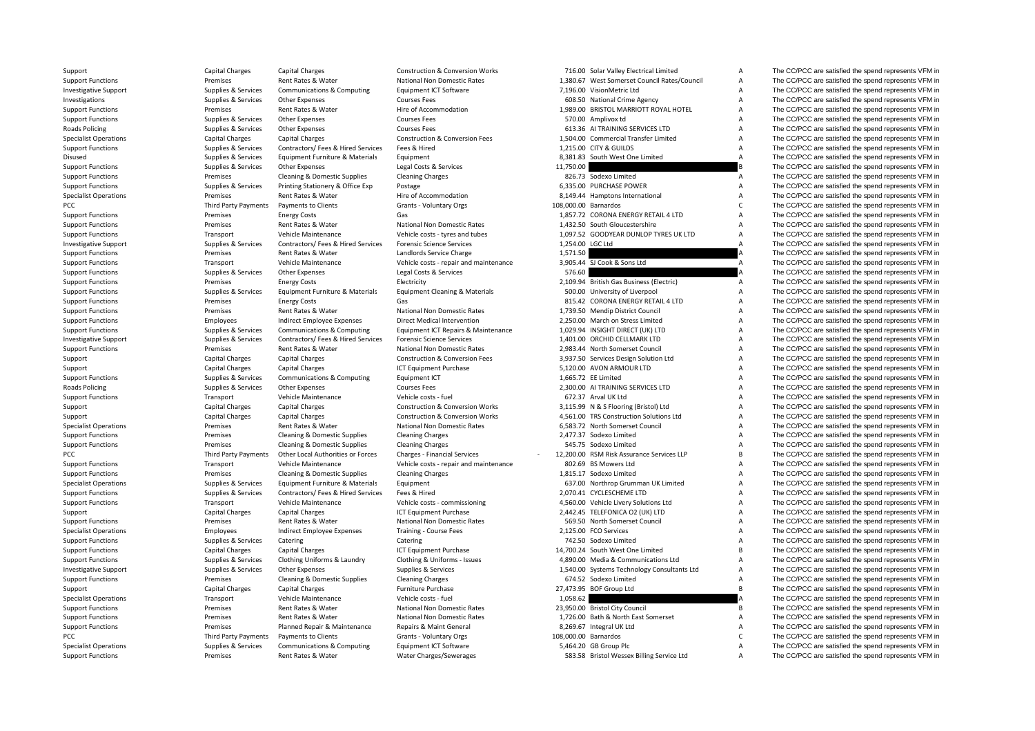| | | | | | | | |
|---|---|---|---|---|---|---|---|
| Support | Capital Charges | Capital Charges | Construction & Conversion Works | 716.00 | Solar Valley Electrical Limited | A | The CC/PCC are satisfied the spend represents VFM in |
| Support Functions | Premises | Rent Rates & Water | National Non Domestic Rates | 1,380.67 | West Somerset Council Rates/Council | A | The CC/PCC are satisfied the spend represents VFM in |
| Investigative Support | Supplies & Services | Communications & Computing | Equipment ICT Software | 7,196.00 | VisionMetric Ltd | A | The CC/PCC are satisfied the spend represents VFM in |
| Investigations | Supplies & Services | Other Expenses | Courses Fees | 608.50 | National Crime Agency | A | The CC/PCC are satisfied the spend represents VFM in |
| Support Functions | Premises | Rent Rates & Water | Hire of Accommodation | 1,989.00 | BRISTOL MARRIOTT ROYAL HOTEL | A | The CC/PCC are satisfied the spend represents VFM in |
| Support Functions | Supplies & Services | Other Expenses | Courses Fees | 570.00 | Amplivox td | A | The CC/PCC are satisfied the spend represents VFM in |
| Roads Policing | Supplies & Services | Other Expenses | Courses Fees | 613.36 | AI TRAINING SERVICES LTD | A | The CC/PCC are satisfied the spend represents VFM in |
| Specialist Operations | Capital Charges | Capital Charges | Construction & Conversion Fees | 1,504.00 | Commercial Transfer Limited | A | The CC/PCC are satisfied the spend represents VFM in |
| Support Functions | Supplies & Services | Contractors/ Fees & Hired Services | Fees & Hired | 1,215.00 | CITY & GUILDS | A | The CC/PCC are satisfied the spend represents VFM in |
| Disused | Supplies & Services | Equipment Furniture & Materials | Equipment | 8,381.83 | South West One Limited | A | The CC/PCC are satisfied the spend represents VFM in |
| Support Functions | Supplies & Services | Other Expenses | Legal Costs & Services | 11,750.00 | | B | The CC/PCC are satisfied the spend represents VFM in |
| Support Functions | Premises | Cleaning & Domestic Supplies | Cleaning Charges | 826.73 | Sodexo Limited | A | The CC/PCC are satisfied the spend represents VFM in |
| Support Functions | Supplies & Services | Printing Stationery & Office Exp | Postage | 6,335.00 | PURCHASE POWER | A | The CC/PCC are satisfied the spend represents VFM in |
| Specialist Operations | Premises | Rent Rates & Water | Hire of Accommodation | 8,149.44 | Hamptons International | A | The CC/PCC are satisfied the spend represents VFM in |
| PCC | Third Party Payments | Payments to Clients | Grants - Voluntary Orgs | 108,000.00 | Barnardos | C | The CC/PCC are satisfied the spend represents VFM in |
| Support Functions | Premises | Energy Costs | Gas | 1,857.72 | CORONA ENERGY RETAIL 4 LTD | A | The CC/PCC are satisfied the spend represents VFM in |
| Support Functions | Premises | Rent Rates & Water | National Non Domestic Rates | 1,432.50 | South Gloucestershire | A | The CC/PCC are satisfied the spend represents VFM in |
| Support Functions | Transport | Vehicle Maintenance | Vehicle costs - tyres and tubes | 1,097.52 | GOODYEAR DUNLOP TYRES UK LTD | A | The CC/PCC are satisfied the spend represents VFM in |
| Investigative Support | Supplies & Services | Contractors/ Fees & Hired Services | Forensic Science Services | 1,254.00 | LGC Ltd | A | The CC/PCC are satisfied the spend represents VFM in |
| Support Functions | Premises | Rent Rates & Water | Landlords Service Charge | 1,571.50 | | A | The CC/PCC are satisfied the spend represents VFM in |
| Support Functions | Transport | Vehicle Maintenance | Vehicle costs - repair and maintenance | 3,905.44 | SJ Cook & Sons Ltd | A | The CC/PCC are satisfied the spend represents VFM in |
| Support Functions | Supplies & Services | Other Expenses | Legal Costs & Services | 576.60 | | A | The CC/PCC are satisfied the spend represents VFM in |
| Support Functions | Premises | Energy Costs | Electricity | 2,109.94 | British Gas Business (Electric) | A | The CC/PCC are satisfied the spend represents VFM in |
| Support Functions | Supplies & Services | Equipment Furniture & Materials | Equipment Cleaning & Materials | 500.00 | University of Liverpool | A | The CC/PCC are satisfied the spend represents VFM in |
| Support Functions | Premises | Energy Costs | Gas | 815.42 | CORONA ENERGY RETAIL 4 LTD | A | The CC/PCC are satisfied the spend represents VFM in |
| Support Functions | Premises | Rent Rates & Water | National Non Domestic Rates | 1,739.50 | Mendip District Council | A | The CC/PCC are satisfied the spend represents VFM in |
| Support Functions | Employees | Indirect Employee Expenses | Direct Medical Intervention | 2,250.00 | March on Stress Limited | A | The CC/PCC are satisfied the spend represents VFM in |
| Support Functions | Supplies & Services | Communications & Computing | Equipment ICT Repairs & Maintenance | 1,029.94 | INSIGHT DIRECT (UK) LTD | A | The CC/PCC are satisfied the spend represents VFM in |
| Investigative Support | Supplies & Services | Contractors/ Fees & Hired Services | Forensic Science Services | 1,401.00 | ORCHID CELLMARK LTD | A | The CC/PCC are satisfied the spend represents VFM in |
| Support Functions | Premises | Rent Rates & Water | National Non Domestic Rates | 2,983.44 | North Somerset Council | A | The CC/PCC are satisfied the spend represents VFM in |
| Support | Capital Charges | Capital Charges | Construction & Conversion Fees | 3,937.50 | Services Design Solution Ltd | A | The CC/PCC are satisfied the spend represents VFM in |
| Support | Capital Charges | Capital Charges | ICT Equipment Purchase | 5,120.00 | AVON ARMOUR LTD | A | The CC/PCC are satisfied the spend represents VFM in |
| Support Functions | Supplies & Services | Communications & Computing | Equipment ICT | 1,665.72 | EE Limited | A | The CC/PCC are satisfied the spend represents VFM in |
| Roads Policing | Supplies & Services | Other Expenses | Courses Fees | 2,300.00 | AI TRAINING SERVICES LTD | A | The CC/PCC are satisfied the spend represents VFM in |
| Support Functions | Transport | Vehicle Maintenance | Vehicle costs - fuel | 672.37 | Arval UK Ltd | A | The CC/PCC are satisfied the spend represents VFM in |
| Support | Capital Charges | Capital Charges | Construction & Conversion Works | 3,115.99 | N & S Flooring (Bristol) Ltd | A | The CC/PCC are satisfied the spend represents VFM in |
| Support | Capital Charges | Capital Charges | Construction & Conversion Works | 4,561.00 | TRS Construction Solutions Ltd | A | The CC/PCC are satisfied the spend represents VFM in |
| Specialist Operations | Premises | Rent Rates & Water | National Non Domestic Rates | 6,583.72 | North Somerset Council | A | The CC/PCC are satisfied the spend represents VFM in |
| Support Functions | Premises | Cleaning & Domestic Supplies | Cleaning Charges | 2,477.37 | Sodexo Limited | A | The CC/PCC are satisfied the spend represents VFM in |
| Support Functions | Premises | Cleaning & Domestic Supplies | Cleaning Charges | 545.75 | Sodexo Limited | A | The CC/PCC are satisfied the spend represents VFM in |
| PCC | Third Party Payments | Other Local Authorities or Forces | Charges - Financial Services | - 12,200.00 | RSM Risk Assurance Services LLP | B | The CC/PCC are satisfied the spend represents VFM in |
| Support Functions | Transport | Vehicle Maintenance | Vehicle costs - repair and maintenance | 802.69 | BS Mowers Ltd | A | The CC/PCC are satisfied the spend represents VFM in |
| Support Functions | Premises | Cleaning & Domestic Supplies | Cleaning Charges | 1,815.17 | Sodexo Limited | A | The CC/PCC are satisfied the spend represents VFM in |
| Specialist Operations | Supplies & Services | Equipment Furniture & Materials | Equipment | 637.00 | Northrop Grumman UK Limited | A | The CC/PCC are satisfied the spend represents VFM in |
| Support Functions | Supplies & Services | Contractors/ Fees & Hired Services | Fees & Hired | 2,070.41 | CYCLESCHEME LTD | A | The CC/PCC are satisfied the spend represents VFM in |
| Support Functions | Transport | Vehicle Maintenance | Vehicle costs - commissioning | 4,560.00 | Vehicle Livery Solutions Ltd | A | The CC/PCC are satisfied the spend represents VFM in |
| Support | Capital Charges | Capital Charges | ICT Equipment Purchase | 2,442.45 | TELEFONICA O2 (UK) LTD | A | The CC/PCC are satisfied the spend represents VFM in |
| Support Functions | Premises | Rent Rates & Water | National Non Domestic Rates | 569.50 | North Somerset Council | A | The CC/PCC are satisfied the spend represents VFM in |
| Specialist Operations | Employees | Indirect Employee Expenses | Training - Course Fees | 2,125.00 | FCO Services | A | The CC/PCC are satisfied the spend represents VFM in |
| Support Functions | Supplies & Services | Catering | Catering | 742.50 | Sodexo Limited | A | The CC/PCC are satisfied the spend represents VFM in |
| Support Functions | Capital Charges | Capital Charges | ICT Equipment Purchase | 14,700.24 | South West One Limited | B | The CC/PCC are satisfied the spend represents VFM in |
| Support Functions | Supplies & Services | Clothing Uniforms & Laundry | Clothing & Uniforms - Issues | 4,890.00 | Media & Communications Ltd | A | The CC/PCC are satisfied the spend represents VFM in |
| Investigative Support | Supplies & Services | Other Expenses | Supplies & Services | 1,540.00 | Systems Technology Consultants Ltd | A | The CC/PCC are satisfied the spend represents VFM in |
| Support Functions | Premises | Cleaning & Domestic Supplies | Cleaning Charges | 674.52 | Sodexo Limited | A | The CC/PCC are satisfied the spend represents VFM in |
| Support | Capital Charges | Capital Charges | Furniture Purchase | 27,473.95 | BOF Group Ltd | B | The CC/PCC are satisfied the spend represents VFM in |
| Specialist Operations | Transport | Vehicle Maintenance | Vehicle costs - fuel | 1,058.62 | | A | The CC/PCC are satisfied the spend represents VFM in |
| Support Functions | Premises | Rent Rates & Water | National Non Domestic Rates | 23,950.00 | Bristol City Council | B | The CC/PCC are satisfied the spend represents VFM in |
| Support Functions | Premises | Rent Rates & Water | National Non Domestic Rates | 1,726.00 | Bath & North East Somerset | A | The CC/PCC are satisfied the spend represents VFM in |
| Support Functions | Premises | Planned Repair & Maintenance | Repairs & Maint General | 8,269.67 | Integral UK Ltd | A | The CC/PCC are satisfied the spend represents VFM in |
| PCC | Third Party Payments | Payments to Clients | Grants - Voluntary Orgs | 108,000.00 | Barnardos | C | The CC/PCC are satisfied the spend represents VFM in |
| Specialist Operations | Supplies & Services | Communications & Computing | Equipment ICT Software | 5,464.20 | GB Group Plc | A | The CC/PCC are satisfied the spend represents VFM in |
| Support Functions | Premises | Rent Rates & Water | Water Charges/Sewerages | 583.58 | Bristol Wessex Billing Service Ltd | A | The CC/PCC are satisfied the spend represents VFM in |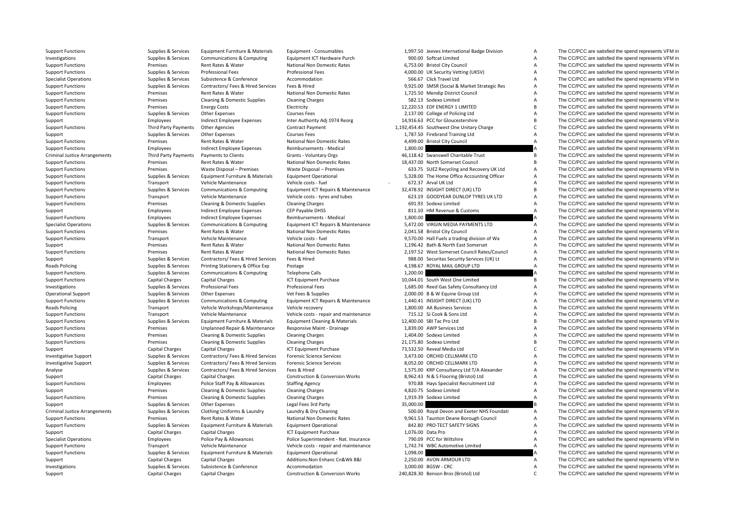| | | | | | | | |
|---|---|---|---|---|---|---|---|
| Support Functions | Supplies & Services | Equipment Furniture & Materials | Equipment - Consumables | 1,997.50 | Jeeves International Badge Division | A | The CC/PCC are satisfied the spend represents VFM in |
| Investigations | Supplies & Services | Communications & Computing | Equipment ICT Hardware Purch | 900.00 | Softcat Limited | A | The CC/PCC are satisfied the spend represents VFM in |
| Support Functions | Premises | Rent Rates & Water | National Non Domestic Rates | 6,753.00 | Bristol City Council | A | The CC/PCC are satisfied the spend represents VFM in |
| Support Functions | Supplies & Services | Professional Fees | Professional Fees | 4,000.00 | UK Security Vetting (UKSV) | A | The CC/PCC are satisfied the spend represents VFM in |
| Specialist Operations | Supplies & Services | Subsistence & Conference | Accommodation | 566.67 | Click Travel Ltd | A | The CC/PCC are satisfied the spend represents VFM in |
| Support Functions | Supplies & Services | Contractors/ Fees & Hired Services | Fees & Hired | 9,925.00 | SMSR (Social & Market Strategic Res | A | The CC/PCC are satisfied the spend represents VFM in |
| Support Functions | Premises | Rent Rates & Water | National Non Domestic Rates | 1,725.50 | Mendip District Council | A | The CC/PCC are satisfied the spend represents VFM in |
| Support Functions | Premises | Cleaning & Domestic Supplies | Cleaning Charges | 582.13 | Sodexo Limited | A | The CC/PCC are satisfied the spend represents VFM in |
| Support Functions | Premises | Energy Costs | Electricity | 12,220.53 | EDF ENERGY 1 LIMITED | B | The CC/PCC are satisfied the spend represents VFM in |
| Support Functions | Supplies & Services | Other Expenses | Courses Fees | 2,137.00 | College of Policing Ltd | A | The CC/PCC are satisfied the spend represents VFM in |
| Support | Employees | Indirect Employee Expenses | Inter Authority Adj 1974 Reorg | 14,916.63 | PCC for Gloucestershire | B | The CC/PCC are satisfied the spend represents VFM in |
| Support Functions | Third Party Payments | Other Agencies | Contract Payment | 1,192,454.45 | Southwest One Unitary Charge | C | The CC/PCC are satisfied the spend represents VFM in |
| Support | Supplies & Services | Other Expenses | Courses Fees | 1,787.50 | Firebrand Training Ltd | A | The CC/PCC are satisfied the spend represents VFM in |
| Support Functions | Premises | Rent Rates & Water | National Non Domestic Rates | 4,499.00 | Bristol City Council | A | The CC/PCC are satisfied the spend represents VFM in |
| Support Functions | Employees | Indirect Employee Expenses | Reimbursements - Medical | 1,800.00 | | A | The CC/PCC are satisfied the spend represents VFM in |
| Criminal Justice Arrangements | Third Party Payments | Payments to Clients | Grants - Voluntary Orgs | 46,118.42 | Swanswell Charitable Trust | B | The CC/PCC are satisfied the spend represents VFM in |
| Support Functions | Premises | Rent Rates & Water | National Non Domestic Rates | 18,437.00 | North Somerset Council | B | The CC/PCC are satisfied the spend represents VFM in |
| Support Functions | Premises | Waste Disposal – Premises | Waste Disposal – Premises | 633.75 | SUEZ Recycling and Recovery UK Ltd | A | The CC/PCC are satisfied the spend represents VFM in |
| Support Functions | Supplies & Services | Equipment Furniture & Materials | Equipment Operational | 5,328.00 | The Home Office Accounting Officer | A | The CC/PCC are satisfied the spend represents VFM in |
| Support Functions | Transport | Vehicle Maintenance | Vehicle costs - fuel | - 672.37 | Arval UK Ltd | A | The CC/PCC are satisfied the spend represents VFM in |
| Support Functions | Supplies & Services | Communications & Computing | Equipment ICT Repairs & Maintenance | 32,478.92 | INSIGHT DIRECT (UK) LTD | B | The CC/PCC are satisfied the spend represents VFM in |
| Support Functions | Transport | Vehicle Maintenance | Vehicle costs - tyres and tubes | 623.19 | GOODYEAR DUNLOP TYRES UK LTD | A | The CC/PCC are satisfied the spend represents VFM in |
| Support Functions | Premises | Cleaning & Domestic Supplies | Cleaning Charges | 691.93 | Sodexo Limited | A | The CC/PCC are satisfied the spend represents VFM in |
| Support | Employees | Indirect Employee Expenses | CEP Payable DHSS | 811.10 | HM Revenue & Customs | A | The CC/PCC are satisfied the spend represents VFM in |
| Support Functions | Employees | Indirect Employee Expenses | Reimbursements - Medical | 1,800.00 | | A | The CC/PCC are satisfied the spend represents VFM in |
| Specialist Operations | Supplies & Services | Communications & Computing | Equipment ICT Repairs & Maintenance | 5,472.00 | VIRGIN MEDIA PAYMENTS LTD | A | The CC/PCC are satisfied the spend represents VFM in |
| Support Functions | Premises | Rent Rates & Water | National Non Domestic Rates | 2,041.58 | Bristol City Council | A | The CC/PCC are satisfied the spend represents VFM in |
| Support Functions | Transport | Vehicle Maintenance | Vehicle costs - fuel | 9,570.00 | Hall Fuels a trading division of Wa | A | The CC/PCC are satisfied the spend represents VFM in |
| Support | Premises | Rent Rates & Water | National Non Domestic Rates | 1,196.42 | Bath & North East Somerset | A | The CC/PCC are satisfied the spend represents VFM in |
| Support Functions | Premises | Rent Rates & Water | National Non Domestic Rates | 2,197.52 | West Somerset Council Rates/Council | A | The CC/PCC are satisfied the spend represents VFM in |
| Support | Supplies & Services | Contractors/ Fees & Hired Services | Fees & Hired | 988.00 | Securitas Security Services (UK) Lt | A | The CC/PCC are satisfied the spend represents VFM in |
| Roads Policing | Supplies & Services | Printing Stationery & Office Exp | Postage | 4,198.67 | ROYAL MAIL GROUP LTD | A | The CC/PCC are satisfied the spend represents VFM in |
| Support Functions | Supplies & Services | Communications & Computing | Telephone Calls | 1,200.00 | | A | The CC/PCC are satisfied the spend represents VFM in |
| Support Functions | Capital Charges | Capital Charges | ICT Equipment Purchase | 10,044.01 | South West One Limited | B | The CC/PCC are satisfied the spend represents VFM in |
| Investigations | Supplies & Services | Professional Fees | Professional Fees | 1,685.00 | Reed Gas Safety Consultancy Ltd | A | The CC/PCC are satisfied the spend represents VFM in |
| Operational Support | Supplies & Services | Other Expenses | Vet Fees & Supplies | 2,000.00 | B & W Equine Group Ltd | A | The CC/PCC are satisfied the spend represents VFM in |
| Support Functions | Supplies & Services | Communications & Computing | Equipment ICT Repairs & Maintenance | 1,440.41 | INSIGHT DIRECT (UK) LTD | A | The CC/PCC are satisfied the spend represents VFM in |
| Roads Policing | Transport | Vehicle Workshops/Maintenance | Vehicle recovery | 1,800.00 | AA Business Services | A | The CC/PCC are satisfied the spend represents VFM in |
| Support Functions | Transport | Vehicle Maintenance | Vehicle costs - repair and maintenance | 715.12 | SJ Cook & Sons Ltd | A | The CC/PCC are satisfied the spend represents VFM in |
| Support Functions | Supplies & Services | Equipment Furniture & Materials | Equipment Cleaning & Materials | 12,400.00 | SBI Tac Pro Ltd | B | The CC/PCC are satisfied the spend represents VFM in |
| Support Functions | Premises | Unplanned Repair & Maintenance | Responsive Maint - Drainage | 1,839.00 | AWP Services Ltd | A | The CC/PCC are satisfied the spend represents VFM in |
| Support Functions | Premises | Cleaning & Domestic Supplies | Cleaning Charges | 1,404.00 | Sodexo Limited | A | The CC/PCC are satisfied the spend represents VFM in |
| Support Functions | Premises | Cleaning & Domestic Supplies | Cleaning Charges | 21,175.80 | Sodexo Limited | B | The CC/PCC are satisfied the spend represents VFM in |
| Support | Capital Charges | Capital Charges | ICT Equipment Purchase | 73,532.50 | Reveal Media Ltd | C | The CC/PCC are satisfied the spend represents VFM in |
| Investigative Support | Supplies & Services | Contractors/ Fees & Hired Services | Forensic Science Services | 3,473.00 | ORCHID CELLMARK LTD | A | The CC/PCC are satisfied the spend represents VFM in |
| Investigative Support | Supplies & Services | Contractors/ Fees & Hired Services | Forensic Science Services | 8,052.00 | ORCHID CELLMARK LTD | A | The CC/PCC are satisfied the spend represents VFM in |
| Analyse | Supplies & Services | Contractors/ Fees & Hired Services | Fees & Hired | 1,575.00 | KRP Consultancy Ltd T/A Alexander | A | The CC/PCC are satisfied the spend represents VFM in |
| Support | Capital Charges | Capital Charges | Construction & Conversion Works | 8,962.43 | N & S Flooring (Bristol) Ltd | A | The CC/PCC are satisfied the spend represents VFM in |
| Support Functions | Employees | Police Staff Pay & Allowances | Staffing Agency | 970.88 | Hays Specialist Recruitment Ltd | A | The CC/PCC are satisfied the spend represents VFM in |
| Support | Premises | Cleaning & Domestic Supplies | Cleaning Charges | 4,820.75 | Sodexo Limited | A | The CC/PCC are satisfied the spend represents VFM in |
| Support Functions | Premises | Cleaning & Domestic Supplies | Cleaning Charges | 1,919.39 | Sodexo Limited | A | The CC/PCC are satisfied the spend represents VFM in |
| Support | Supplies & Services | Other Expenses | Legal Fees 3rd Party | 35,000.00 | | B | The CC/PCC are satisfied the spend represents VFM in |
| Criminal Justice Arrangements | Supplies & Services | Clothing Uniforms & Laundry | Laundry & Dry Cleaning | 500.00 | Royal Devon and Exeter NHS Foundati | A | The CC/PCC are satisfied the spend represents VFM in |
| Support Functions | Premises | Rent Rates & Water | National Non Domestic Rates | 9,961.53 | Taunton Deane Borough Council | A | The CC/PCC are satisfied the spend represents VFM in |
| Support Functions | Supplies & Services | Equipment Furniture & Materials | Equipment Operational | 842.80 | PRO-TECT SAFETY SIGNS | A | The CC/PCC are satisfied the spend represents VFM in |
| Support | Capital Charges | Capital Charges | ICT Equipment Purchase | 1,076.00 | Data Pro | A | The CC/PCC are satisfied the spend represents VFM in |
| Specialist Operations | Employees | Police Pay & Allowances | Police Superintendent - Nat. Insurance | 790.09 | PCC for Wiltshire | A | The CC/PCC are satisfied the spend represents VFM in |
| Support Functions | Transport | Vehicle Maintenance | Vehicle costs - repair and maintenance | 1,742.74 | WBC Automotive Limited | A | The CC/PCC are satisfied the spend represents VFM in |
| Support Functions | Supplies & Services | Equipment Furniture & Materials | Equipment Operational | 1,098.00 | | A | The CC/PCC are satisfied the spend represents VFM in |
| Support | Capital Charges | Capital Charges | Additions:Non Enhanc Cn&Wk B&I | 2,250.00 | AVON ARMOUR LTD | A | The CC/PCC are satisfied the spend represents VFM in |
| Investigations | Supplies & Services | Subsistence & Conference | Accommodation | 3,000.00 | BGSW - CRC | A | The CC/PCC are satisfied the spend represents VFM in |
| Support | Capital Charges | Capital Charges | Construction & Conversion Works | 240,828.30 | Benson Bros (Bristol) Ltd | C | The CC/PCC are satisfied the spend represents VFM in |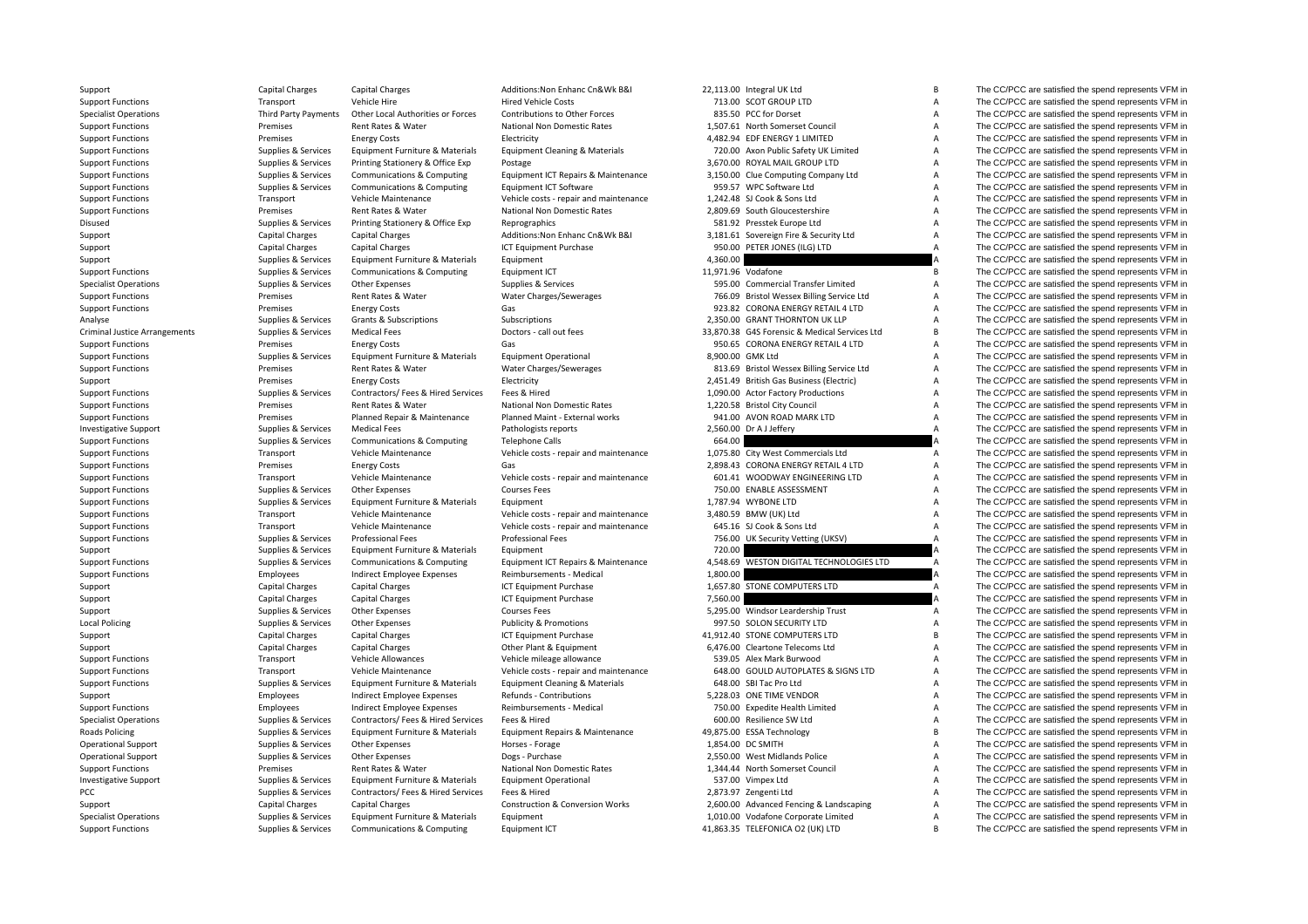| | | | | | | | |
|---|---|---|---|---|---|---|---|
| Support | Capital Charges | Capital Charges | Additions:Non Enhanc Cn&Wk B&I | 22,113.00 | Integral UK Ltd | B | The CC/PCC are satisfied the spend represents VFM in |
| Support Functions | Transport | Vehicle Hire | Hired Vehicle Costs | 713.00 | SCOT GROUP LTD | A | The CC/PCC are satisfied the spend represents VFM in |
| Specialist Operations | Third Party Payments | Other Local Authorities or Forces | Contributions to Other Forces | 835.50 | PCC for Dorset | A | The CC/PCC are satisfied the spend represents VFM in |
| Support Functions | Premises | Rent Rates & Water | National Non Domestic Rates | 1,507.61 | North Somerset Council | A | The CC/PCC are satisfied the spend represents VFM in |
| Support Functions | Premises | Energy Costs | Electricity | 4,482.94 | EDF ENERGY 1 LIMITED | A | The CC/PCC are satisfied the spend represents VFM in |
| Support Functions | Supplies & Services | Equipment Furniture & Materials | Equipment Cleaning & Materials | 720.00 | Axon Public Safety UK Limited | A | The CC/PCC are satisfied the spend represents VFM in |
| Support Functions | Supplies & Services | Printing Stationery & Office Exp | Postage | 3,670.00 | ROYAL MAIL GROUP LTD | A | The CC/PCC are satisfied the spend represents VFM in |
| Support Functions | Supplies & Services | Communications & Computing | Equipment ICT Repairs & Maintenance | 3,150.00 | Clue Computing Company Ltd | A | The CC/PCC are satisfied the spend represents VFM in |
| Support Functions | Supplies & Services | Communications & Computing | Equipment ICT Software | 959.57 | WPC Software Ltd | A | The CC/PCC are satisfied the spend represents VFM in |
| Support Functions | Transport | Vehicle Maintenance | Vehicle costs - repair and maintenance | 1,242.48 | SJ Cook & Sons Ltd | A | The CC/PCC are satisfied the spend represents VFM in |
| Support Functions | Premises | Rent Rates & Water | National Non Domestic Rates | 2,809.69 | South Gloucestershire | A | The CC/PCC are satisfied the spend represents VFM in |
| Disused | Supplies & Services | Printing Stationery & Office Exp | Reprographics | 581.92 | Presstek Europe Ltd | A | The CC/PCC are satisfied the spend represents VFM in |
| Support | Capital Charges | Capital Charges | Additions:Non Enhanc Cn&Wk B&I | 3,181.61 | Sovereign Fire & Security Ltd | A | The CC/PCC are satisfied the spend represents VFM in |
| Support | Capital Charges | Capital Charges | ICT Equipment Purchase | 950.00 | PETER JONES (ILG) LTD | A | The CC/PCC are satisfied the spend represents VFM in |
| Support | Supplies & Services | Equipment Furniture & Materials | Equipment | 4,360.00 | | A | The CC/PCC are satisfied the spend represents VFM in |
| Support Functions | Supplies & Services | Communications & Computing | Equipment ICT | 11,971.96 | Vodafone | B | The CC/PCC are satisfied the spend represents VFM in |
| Specialist Operations | Supplies & Services | Other Expenses | Supplies & Services | 595.00 | Commercial Transfer Limited | A | The CC/PCC are satisfied the spend represents VFM in |
| Support Functions | Premises | Rent Rates & Water | Water Charges/Sewerages | 766.09 | Bristol Wessex Billing Service Ltd | A | The CC/PCC are satisfied the spend represents VFM in |
| Support Functions | Premises | Energy Costs | Gas | 923.82 | CORONA ENERGY RETAIL 4 LTD | A | The CC/PCC are satisfied the spend represents VFM in |
| Analyse | Supplies & Services | Grants & Subscriptions | Subscriptions | 2,350.00 | GRANT THORNTON UK LLP | A | The CC/PCC are satisfied the spend represents VFM in |
| Criminal Justice Arrangements | Supplies & Services | Medical Fees | Doctors - call out fees | 33,870.38 | G4S Forensic & Medical Services Ltd | B | The CC/PCC are satisfied the spend represents VFM in |
| Support Functions | Premises | Energy Costs | Gas | 950.65 | CORONA ENERGY RETAIL 4 LTD | A | The CC/PCC are satisfied the spend represents VFM in |
| Support Functions | Supplies & Services | Equipment Furniture & Materials | Equipment Operational | 8,900.00 | GMK Ltd | A | The CC/PCC are satisfied the spend represents VFM in |
| Support Functions | Premises | Rent Rates & Water | Water Charges/Sewerages | 813.69 | Bristol Wessex Billing Service Ltd | A | The CC/PCC are satisfied the spend represents VFM in |
| Support | Premises | Energy Costs | Electricity | 2,451.49 | British Gas Business (Electric) | A | The CC/PCC are satisfied the spend represents VFM in |
| Support Functions | Supplies & Services | Contractors/ Fees & Hired Services | Fees & Hired | 1,090.00 | Actor Factory Productions | A | The CC/PCC are satisfied the spend represents VFM in |
| Support Functions | Premises | Rent Rates & Water | National Non Domestic Rates | 1,220.58 | Bristol City Council | A | The CC/PCC are satisfied the spend represents VFM in |
| Support Functions | Premises | Planned Repair & Maintenance | Planned Maint - External works | 941.00 | AVON ROAD MARK LTD | A | The CC/PCC are satisfied the spend represents VFM in |
| Investigative Support | Supplies & Services | Medical Fees | Pathologists reports | 2,560.00 | Dr A J Jeffery | A | The CC/PCC are satisfied the spend represents VFM in |
| Support Functions | Supplies & Services | Communications & Computing | Telephone Calls | 664.00 | | A | The CC/PCC are satisfied the spend represents VFM in |
| Support Functions | Transport | Vehicle Maintenance | Vehicle costs - repair and maintenance | 1,075.80 | City West Commercials Ltd | A | The CC/PCC are satisfied the spend represents VFM in |
| Support Functions | Premises | Energy Costs | Gas | 2,898.43 | CORONA ENERGY RETAIL 4 LTD | A | The CC/PCC are satisfied the spend represents VFM in |
| Support Functions | Transport | Vehicle Maintenance | Vehicle costs - repair and maintenance | 601.41 | WOODWAY ENGINEERING LTD | A | The CC/PCC are satisfied the spend represents VFM in |
| Support Functions | Supplies & Services | Other Expenses | Courses Fees | 750.00 | ENABLE ASSESSMENT | A | The CC/PCC are satisfied the spend represents VFM in |
| Support Functions | Supplies & Services | Equipment Furniture & Materials | Equipment | 1,787.94 | WYBONE LTD | A | The CC/PCC are satisfied the spend represents VFM in |
| Support Functions | Transport | Vehicle Maintenance | Vehicle costs - repair and maintenance | 3,480.59 | BMW (UK) Ltd | A | The CC/PCC are satisfied the spend represents VFM in |
| Support Functions | Transport | Vehicle Maintenance | Vehicle costs - repair and maintenance | 645.16 | SJ Cook & Sons Ltd | A | The CC/PCC are satisfied the spend represents VFM in |
| Support Functions | Supplies & Services | Professional Fees | Professional Fees | 756.00 | UK Security Vetting (UKSV) | A | The CC/PCC are satisfied the spend represents VFM in |
| Support | Supplies & Services | Equipment Furniture & Materials | Equipment | 720.00 | | A | The CC/PCC are satisfied the spend represents VFM in |
| Support Functions | Supplies & Services | Communications & Computing | Equipment ICT Repairs & Maintenance | 4,548.69 | WESTON DIGITAL TECHNOLOGIES LTD | A | The CC/PCC are satisfied the spend represents VFM in |
| Support Functions | Employees | Indirect Employee Expenses | Reimbursements - Medical | 1,800.00 | | A | The CC/PCC are satisfied the spend represents VFM in |
| Support | Capital Charges | Capital Charges | ICT Equipment Purchase | 1,657.80 | STONE COMPUTERS LTD | A | The CC/PCC are satisfied the spend represents VFM in |
| Support | Capital Charges | Capital Charges | ICT Equipment Purchase | 7,560.00 | | A | The CC/PCC are satisfied the spend represents VFM in |
| Support | Supplies & Services | Other Expenses | Courses Fees | 5,295.00 | Windsor Leardership Trust | A | The CC/PCC are satisfied the spend represents VFM in |
| Local Policing | Supplies & Services | Other Expenses | Publicity & Promotions | 997.50 | SOLON SECURITY LTD | A | The CC/PCC are satisfied the spend represents VFM in |
| Support | Capital Charges | Capital Charges | ICT Equipment Purchase | 41,912.40 | STONE COMPUTERS LTD | B | The CC/PCC are satisfied the spend represents VFM in |
| Support | Capital Charges | Capital Charges | Other Plant & Equipment | 6,476.00 | Cleartone Telecoms Ltd | A | The CC/PCC are satisfied the spend represents VFM in |
| Support Functions | Transport | Vehicle Allowances | Vehicle mileage allowance | 539.05 | Alex Mark Burwood | A | The CC/PCC are satisfied the spend represents VFM in |
| Support Functions | Transport | Vehicle Maintenance | Vehicle costs - repair and maintenance | 648.00 | GOULD AUTOPLATES & SIGNS LTD | A | The CC/PCC are satisfied the spend represents VFM in |
| Support Functions | Supplies & Services | Equipment Furniture & Materials | Equipment Cleaning & Materials | 648.00 | SBI Tac Pro Ltd | A | The CC/PCC are satisfied the spend represents VFM in |
| Support | Employees | Indirect Employee Expenses | Refunds - Contributions | 5,228.03 | ONE TIME VENDOR | A | The CC/PCC are satisfied the spend represents VFM in |
| Support Functions | Employees | Indirect Employee Expenses | Reimbursements - Medical | 750.00 | Expedite Health Limited | A | The CC/PCC are satisfied the spend represents VFM in |
| Specialist Operations | Supplies & Services | Contractors/ Fees & Hired Services | Fees & Hired | 600.00 | Resilience SW Ltd | A | The CC/PCC are satisfied the spend represents VFM in |
| Roads Policing | Supplies & Services | Equipment Furniture & Materials | Equipment Repairs & Maintenance | 49,875.00 | ESSA Technology | B | The CC/PCC are satisfied the spend represents VFM in |
| Operational Support | Supplies & Services | Other Expenses | Horses - Forage | 1,854.00 | DC SMITH | A | The CC/PCC are satisfied the spend represents VFM in |
| Operational Support | Supplies & Services | Other Expenses | Dogs - Purchase | 2,550.00 | West Midlands Police | A | The CC/PCC are satisfied the spend represents VFM in |
| Support Functions | Premises | Rent Rates & Water | National Non Domestic Rates | 1,344.44 | North Somerset Council | A | The CC/PCC are satisfied the spend represents VFM in |
| Investigative Support | Supplies & Services | Equipment Furniture & Materials | Equipment Operational | 537.00 | Vimpex Ltd | A | The CC/PCC are satisfied the spend represents VFM in |
| PCC | Supplies & Services | Contractors/ Fees & Hired Services | Fees & Hired | 2,873.97 | Zengenti Ltd | A | The CC/PCC are satisfied the spend represents VFM in |
| Support | Capital Charges | Capital Charges | Construction & Conversion Works | 2,600.00 | Advanced Fencing & Landscaping | A | The CC/PCC are satisfied the spend represents VFM in |
| Specialist Operations | Supplies & Services | Equipment Furniture & Materials | Equipment | 1,010.00 | Vodafone Corporate Limited | A | The CC/PCC are satisfied the spend represents VFM in |
| Support Functions | Supplies & Services | Communications & Computing | Equipment ICT | 41,863.35 | TELEFONICA O2 (UK) LTD | B | The CC/PCC are satisfied the spend represents VFM in |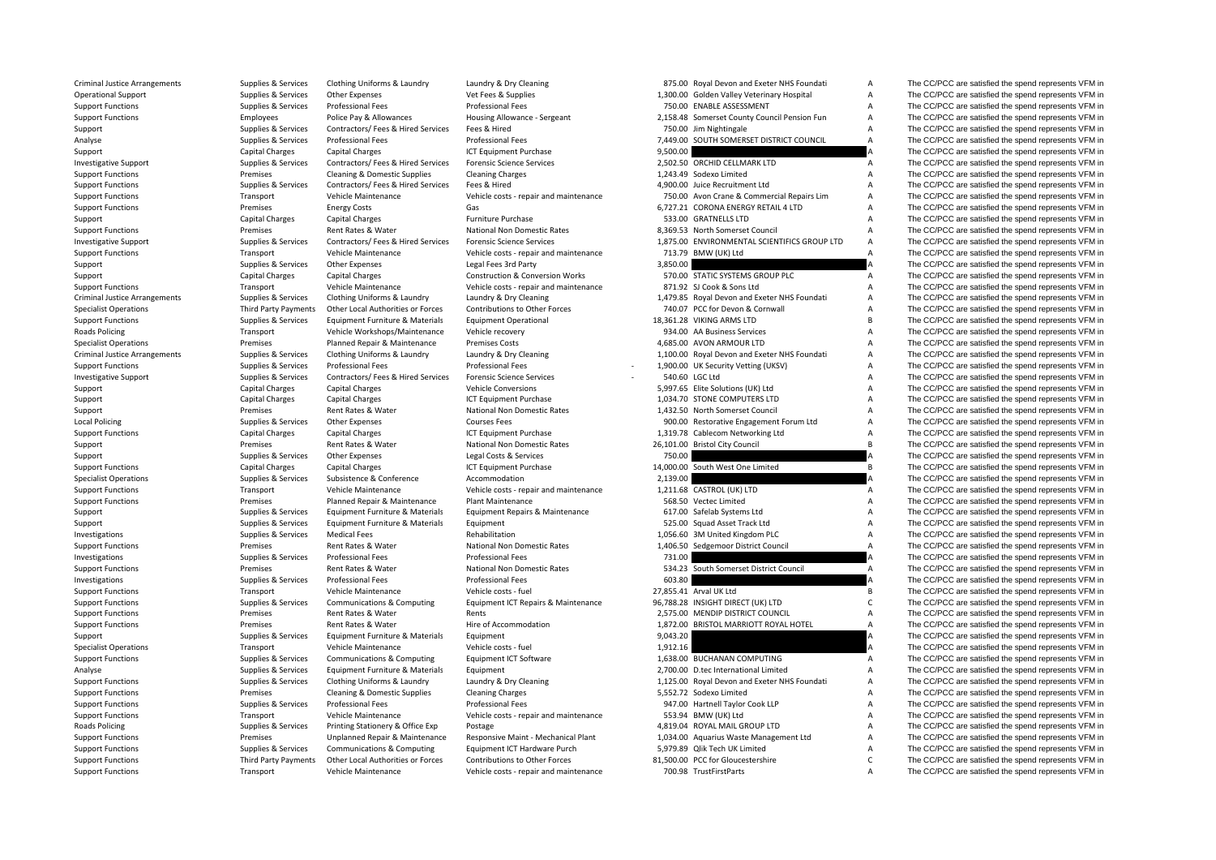| | | | | | | | |
|---|---|---|---|---|---|---|---|
| Criminal Justice Arrangements | Supplies & Services | Clothing Uniforms & Laundry | Laundry & Dry Cleaning | 875.00 | Royal Devon and Exeter NHS Foundati | A | The CC/PCC are satisfied the spend represents VFM in |
| Operational Support | Supplies & Services | Other Expenses | Vet Fees & Supplies | 1,300.00 | Golden Valley Veterinary Hospital | A | The CC/PCC are satisfied the spend represents VFM in |
| Support Functions | Supplies & Services | Professional Fees | Professional Fees | 750.00 | ENABLE ASSESSMENT | A | The CC/PCC are satisfied the spend represents VFM in |
| Support Functions | Employees | Police Pay & Allowances | Housing Allowance - Sergeant | 2,158.48 | Somerset County Council Pension Fun | A | The CC/PCC are satisfied the spend represents VFM in |
| Support | Supplies & Services | Contractors/ Fees & Hired Services | Fees & Hired | 750.00 | Jim Nightingale | A | The CC/PCC are satisfied the spend represents VFM in |
| Analyse | Supplies & Services | Professional Fees | Professional Fees | 7,449.00 | SOUTH SOMERSET DISTRICT COUNCIL | A | The CC/PCC are satisfied the spend represents VFM in |
| Support | Capital Charges | Capital Charges | ICT Equipment Purchase | 9,500.00 | | A | The CC/PCC are satisfied the spend represents VFM in |
| Investigative Support | Supplies & Services | Contractors/ Fees & Hired Services | Forensic Science Services | 2,502.50 | ORCHID CELLMARK LTD | A | The CC/PCC are satisfied the spend represents VFM in |
| Support Functions | Premises | Cleaning & Domestic Supplies | Cleaning Charges | 1,243.49 | Sodexo Limited | A | The CC/PCC are satisfied the spend represents VFM in |
| Support Functions | Supplies & Services | Contractors/ Fees & Hired Services | Fees & Hired | 4,900.00 | Juice Recruitment Ltd | A | The CC/PCC are satisfied the spend represents VFM in |
| Support Functions | Transport | Vehicle Maintenance | Vehicle costs - repair and maintenance | 750.00 | Avon Crane & Commercial Repairs Lim | A | The CC/PCC are satisfied the spend represents VFM in |
| Support Functions | Premises | Energy Costs | Gas | 6,727.21 | CORONA ENERGY RETAIL 4 LTD | A | The CC/PCC are satisfied the spend represents VFM in |
| Support | Capital Charges | Capital Charges | Furniture Purchase | 533.00 | GRATNELLS LTD | A | The CC/PCC are satisfied the spend represents VFM in |
| Support Functions | Premises | Rent Rates & Water | National Non Domestic Rates | 8,369.53 | North Somerset Council | A | The CC/PCC are satisfied the spend represents VFM in |
| Investigative Support | Supplies & Services | Contractors/ Fees & Hired Services | Forensic Science Services | 1,875.00 | ENVIRONMENTAL SCIENTIFICS GROUP LTD | A | The CC/PCC are satisfied the spend represents VFM in |
| Support Functions | Transport | Vehicle Maintenance | Vehicle costs - repair and maintenance | 713.79 | BMW (UK) Ltd | A | The CC/PCC are satisfied the spend represents VFM in |
| Support | Supplies & Services | Other Expenses | Legal Fees 3rd Party | 3,850.00 | | A | The CC/PCC are satisfied the spend represents VFM in |
| Support | Capital Charges | Capital Charges | Construction & Conversion Works | 570.00 | STATIC SYSTEMS GROUP PLC | A | The CC/PCC are satisfied the spend represents VFM in |
| Support Functions | Transport | Vehicle Maintenance | Vehicle costs - repair and maintenance | 871.92 | SJ Cook & Sons Ltd | A | The CC/PCC are satisfied the spend represents VFM in |
| Criminal Justice Arrangements | Supplies & Services | Clothing Uniforms & Laundry | Laundry & Dry Cleaning | 1,479.85 | Royal Devon and Exeter NHS Foundati | A | The CC/PCC are satisfied the spend represents VFM in |
| Specialist Operations | Third Party Payments | Other Local Authorities or Forces | Contributions to Other Forces | 740.07 | PCC for Devon & Cornwall | A | The CC/PCC are satisfied the spend represents VFM in |
| Support Functions | Supplies & Services | Equipment Furniture & Materials | Equipment Operational | 18,361.28 | VIKING ARMS LTD | B | The CC/PCC are satisfied the spend represents VFM in |
| Roads Policing | Transport | Vehicle Workshops/Maintenance | Vehicle recovery | 934.00 | AA Business Services | A | The CC/PCC are satisfied the spend represents VFM in |
| Specialist Operations | Premises | Planned Repair & Maintenance | Premises Costs | 4,685.00 | AVON ARMOUR LTD | A | The CC/PCC are satisfied the spend represents VFM in |
| Criminal Justice Arrangements | Supplies & Services | Clothing Uniforms & Laundry | Laundry & Dry Cleaning | 1,100.00 | Royal Devon and Exeter NHS Foundati | A | The CC/PCC are satisfied the spend represents VFM in |
| Support Functions | Supplies & Services | Professional Fees | Professional Fees | - 1,900.00 | UK Security Vetting (UKSV) | A | The CC/PCC are satisfied the spend represents VFM in |
| Investigative Support | Supplies & Services | Contractors/ Fees & Hired Services | Forensic Science Services | - 540.60 | LGC Ltd | A | The CC/PCC are satisfied the spend represents VFM in |
| Support | Capital Charges | Capital Charges | Vehicle Conversions | 5,997.65 | Elite Solutions (UK) Ltd | A | The CC/PCC are satisfied the spend represents VFM in |
| Support | Capital Charges | Capital Charges | ICT Equipment Purchase | 1,034.70 | STONE COMPUTERS LTD | A | The CC/PCC are satisfied the spend represents VFM in |
| Support | Premises | Rent Rates & Water | National Non Domestic Rates | 1,432.50 | North Somerset Council | A | The CC/PCC are satisfied the spend represents VFM in |
| Local Policing | Supplies & Services | Other Expenses | Courses Fees | 900.00 | Restorative Engagement Forum Ltd | A | The CC/PCC are satisfied the spend represents VFM in |
| Support Functions | Capital Charges | Capital Charges | ICT Equipment Purchase | 1,319.78 | Cablecom Networking Ltd | A | The CC/PCC are satisfied the spend represents VFM in |
| Support | Premises | Rent Rates & Water | National Non Domestic Rates | 26,101.00 | Bristol City Council | B | The CC/PCC are satisfied the spend represents VFM in |
| Support | Supplies & Services | Other Expenses | Legal Costs & Services | 750.00 | | A | The CC/PCC are satisfied the spend represents VFM in |
| Support Functions | Capital Charges | Capital Charges | ICT Equipment Purchase | 14,000.00 | South West One Limited | B | The CC/PCC are satisfied the spend represents VFM in |
| Specialist Operations | Supplies & Services | Subsistence & Conference | Accommodation | 2,139.00 | | A | The CC/PCC are satisfied the spend represents VFM in |
| Support Functions | Transport | Vehicle Maintenance | Vehicle costs - repair and maintenance | 1,211.68 | CASTROL (UK) LTD | A | The CC/PCC are satisfied the spend represents VFM in |
| Support Functions | Premises | Planned Repair & Maintenance | Plant Maintenance | 568.50 | Vectec Limited | A | The CC/PCC are satisfied the spend represents VFM in |
| Support | Supplies & Services | Equipment Furniture & Materials | Equipment Repairs & Maintenance | 617.00 | Safelab Systems Ltd | A | The CC/PCC are satisfied the spend represents VFM in |
| Support | Supplies & Services | Equipment Furniture & Materials | Equipment | 525.00 | Squad Asset Track Ltd | A | The CC/PCC are satisfied the spend represents VFM in |
| Investigations | Supplies & Services | Medical Fees | Rehabilitation | 1,056.60 | 3M United Kingdom PLC | A | The CC/PCC are satisfied the spend represents VFM in |
| Support Functions | Premises | Rent Rates & Water | National Non Domestic Rates | 1,406.50 | Sedgemoor District Council | A | The CC/PCC are satisfied the spend represents VFM in |
| Investigations | Supplies & Services | Professional Fees | Professional Fees | 731.00 | | A | The CC/PCC are satisfied the spend represents VFM in |
| Support Functions | Premises | Rent Rates & Water | National Non Domestic Rates | 534.23 | South Somerset District Council | A | The CC/PCC are satisfied the spend represents VFM in |
| Investigations | Supplies & Services | Professional Fees | Professional Fees | 603.80 | | A | The CC/PCC are satisfied the spend represents VFM in |
| Support Functions | Transport | Vehicle Maintenance | Vehicle costs - fuel | 27,855.41 | Arval UK Ltd | B | The CC/PCC are satisfied the spend represents VFM in |
| Support Functions | Supplies & Services | Communications & Computing | Equipment ICT Repairs & Maintenance | 96,788.28 | INSIGHT DIRECT (UK) LTD | C | The CC/PCC are satisfied the spend represents VFM in |
| Support Functions | Premises | Rent Rates & Water | Rents | 2,575.00 | MENDIP DISTRICT COUNCIL | A | The CC/PCC are satisfied the spend represents VFM in |
| Support Functions | Premises | Rent Rates & Water | Hire of Accommodation | 1,872.00 | BRISTOL MARRIOTT ROYAL HOTEL | A | The CC/PCC are satisfied the spend represents VFM in |
| Support | Supplies & Services | Equipment Furniture & Materials | Equipment | 9,043.20 | | A | The CC/PCC are satisfied the spend represents VFM in |
| Specialist Operations | Transport | Vehicle Maintenance | Vehicle costs - fuel | 1,912.16 | | A | The CC/PCC are satisfied the spend represents VFM in |
| Support Functions | Supplies & Services | Communications & Computing | Equipment ICT Software | 1,638.00 | BUCHANAN COMPUTING | A | The CC/PCC are satisfied the spend represents VFM in |
| Analyse | Supplies & Services | Equipment Furniture & Materials | Equipment | 2,700.00 | D.tec International Limited | A | The CC/PCC are satisfied the spend represents VFM in |
| Support Functions | Supplies & Services | Clothing Uniforms & Laundry | Laundry & Dry Cleaning | 1,125.00 | Royal Devon and Exeter NHS Foundati | A | The CC/PCC are satisfied the spend represents VFM in |
| Support Functions | Premises | Cleaning & Domestic Supplies | Cleaning Charges | 5,552.72 | Sodexo Limited | A | The CC/PCC are satisfied the spend represents VFM in |
| Support Functions | Supplies & Services | Professional Fees | Professional Fees | 947.00 | Hartnell Taylor Cook LLP | A | The CC/PCC are satisfied the spend represents VFM in |
| Support Functions | Transport | Vehicle Maintenance | Vehicle costs - repair and maintenance | 553.94 | BMW (UK) Ltd | A | The CC/PCC are satisfied the spend represents VFM in |
| Roads Policing | Supplies & Services | Printing Stationery & Office Exp | Postage | 4,819.04 | ROYAL MAIL GROUP LTD | A | The CC/PCC are satisfied the spend represents VFM in |
| Support Functions | Premises | Unplanned Repair & Maintenance | Responsive Maint - Mechanical Plant | 1,034.00 | Aquarius Waste Management Ltd | A | The CC/PCC are satisfied the spend represents VFM in |
| Support Functions | Supplies & Services | Communications & Computing | Equipment ICT Hardware Purch | 5,979.89 | Qlik Tech UK Limited | A | The CC/PCC are satisfied the spend represents VFM in |
| Support Functions | Third Party Payments | Other Local Authorities or Forces | Contributions to Other Forces | 81,500.00 | PCC for Gloucestershire | C | The CC/PCC are satisfied the spend represents VFM in |
| Support Functions | Transport | Vehicle Maintenance | Vehicle costs - repair and maintenance | 700.98 | TrustFirstParts | A | The CC/PCC are satisfied the spend represents VFM in |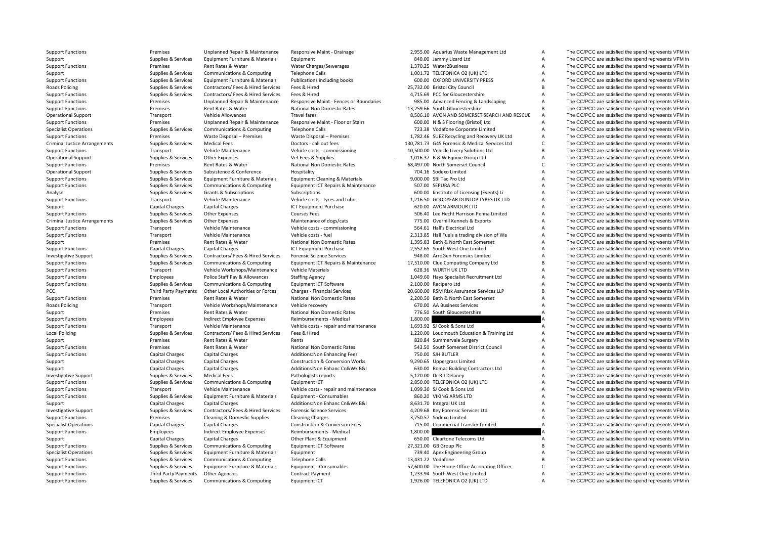| | | | | | | | |
|---|---|---|---|---|---|---|---|
| Support Functions | Premises | Unplanned Repair & Maintenance | Responsive Maint - Drainage | 2,955.00 | Aquarius Waste Management Ltd | A | The CC/PCC are satisfied the spend represents VFM in |
| Support | Supplies & Services | Equipment Furniture & Materials | Equipment | 840.00 | Jammy Lizard Ltd | A | The CC/PCC are satisfied the spend represents VFM in |
| Support Functions | Premises | Rent Rates & Water | Water Charges/Sewerages | 1,370.25 | Water2Business | A | The CC/PCC are satisfied the spend represents VFM in |
| Support | Supplies & Services | Communications & Computing | Telephone Calls | 1,001.72 | TELEFONICA O2 (UK) LTD | A | The CC/PCC are satisfied the spend represents VFM in |
| Support Functions | Supplies & Services | Equipment Furniture & Materials | Publications including books | 600.00 | OXFORD UNIVERSITY PRESS | A | The CC/PCC are satisfied the spend represents VFM in |
| Roads Policing | Supplies & Services | Contractors/ Fees & Hired Services | Fees & Hired | 25,732.00 | Bristol City Council | B | The CC/PCC are satisfied the spend represents VFM in |
| Support Functions | Supplies & Services | Contractors/ Fees & Hired Services | Fees & Hired | 4,715.69 | PCC for Gloucestershire | A | The CC/PCC are satisfied the spend represents VFM in |
| Support Functions | Premises | Unplanned Repair & Maintenance | Responsive Maint - Fences or Boundaries | 985.00 | Advanced Fencing & Landscaping | A | The CC/PCC are satisfied the spend represents VFM in |
| Support Functions | Premises | Rent Rates & Water | National Non Domestic Rates | 13,259.66 | South Gloucestershire | B | The CC/PCC are satisfied the spend represents VFM in |
| Operational Support | Transport | Vehicle Allowances | Travel fares | 8,506.10 | AVON AND SOMERSET SEARCH AND RESCUE | A | The CC/PCC are satisfied the spend represents VFM in |
| Support Functions | Premises | Unplanned Repair & Maintenance | Responsive Maint - Floor or Stairs | 600.00 | N & S Flooring (Bristol) Ltd | A | The CC/PCC are satisfied the spend represents VFM in |
| Specialist Operations | Supplies & Services | Communications & Computing | Telephone Calls | 723.38 | Vodafone Corporate Limited | A | The CC/PCC are satisfied the spend represents VFM in |
| Support Functions | Premises | Waste Disposal – Premises | Waste Disposal – Premises | 1,782.46 | SUEZ Recycling and Recovery UK Ltd | A | The CC/PCC are satisfied the spend represents VFM in |
| Criminal Justice Arrangements | Supplies & Services | Medical Fees | Doctors - call out fees | 130,781.73 | G4S Forensic & Medical Services Ltd | C | The CC/PCC are satisfied the spend represents VFM in |
| Support Functions | Transport | Vehicle Maintenance | Vehicle costs - commissioning | 10,500.00 | Vehicle Livery Solutions Ltd | B | The CC/PCC are satisfied the spend represents VFM in |
| Operational Support | Supplies & Services | Other Expenses | Vet Fees & Supplies | - 1,016.37 | B & W Equine Group Ltd | A | The CC/PCC are satisfied the spend represents VFM in |
| Support Functions | Premises | Rent Rates & Water | National Non Domestic Rates | 68,497.00 | North Somerset Council | C | The CC/PCC are satisfied the spend represents VFM in |
| Operational Support | Supplies & Services | Subsistence & Conference | Hospitality | 704.16 | Sodexo Limited | A | The CC/PCC are satisfied the spend represents VFM in |
| Support Functions | Supplies & Services | Equipment Furniture & Materials | Equipment Cleaning & Materials | 9,000.00 | SBI Tac Pro Ltd | A | The CC/PCC are satisfied the spend represents VFM in |
| Support Functions | Supplies & Services | Communications & Computing | Equipment ICT Repairs & Maintenance | 507.00 | SEPURA PLC | A | The CC/PCC are satisfied the spend represents VFM in |
| Analyse | Supplies & Services | Grants & Subscriptions | Subscriptions | 600.00 | Institute of Licensing (Events) Li | A | The CC/PCC are satisfied the spend represents VFM in |
| Support Functions | Transport | Vehicle Maintenance | Vehicle costs - tyres and tubes | 1,216.50 | GOODYEAR DUNLOP TYRES UK LTD | A | The CC/PCC are satisfied the spend represents VFM in |
| Support | Capital Charges | Capital Charges | ICT Equipment Purchase | 620.00 | AVON ARMOUR LTD | A | The CC/PCC are satisfied the spend represents VFM in |
| Support Functions | Supplies & Services | Other Expenses | Courses Fees | 506.40 | Lee Hecht Harrison Penna Limited | A | The CC/PCC are satisfied the spend represents VFM in |
| Criminal Justice Arrangements | Supplies & Services | Other Expenses | Maintenance of dogs/cats | 775.00 | Overhill Kennels & Exports | A | The CC/PCC are satisfied the spend represents VFM in |
| Support Functions | Transport | Vehicle Maintenance | Vehicle costs - commissioning | 564.61 | Hall's Electrical Ltd | A | The CC/PCC are satisfied the spend represents VFM in |
| Support Functions | Transport | Vehicle Maintenance | Vehicle costs - fuel | 2,313.85 | Hall Fuels a trading division of Wa | A | The CC/PCC are satisfied the spend represents VFM in |
| Support | Premises | Rent Rates & Water | National Non Domestic Rates | 1,395.83 | Bath & North East Somerset | A | The CC/PCC are satisfied the spend represents VFM in |
| Support Functions | Capital Charges | Capital Charges | ICT Equipment Purchase | 2,552.65 | South West One Limited | A | The CC/PCC are satisfied the spend represents VFM in |
| Investigative Support | Supplies & Services | Contractors/ Fees & Hired Services | Forensic Science Services | 948.00 | ArroGen Forensics Limited | A | The CC/PCC are satisfied the spend represents VFM in |
| Support Functions | Supplies & Services | Communications & Computing | Equipment ICT Repairs & Maintenance | 17,510.00 | Clue Computing Company Ltd | B | The CC/PCC are satisfied the spend represents VFM in |
| Support Functions | Transport | Vehicle Workshops/Maintenance | Vehicle Materials | 628.36 | WURTH UK LTD | A | The CC/PCC are satisfied the spend represents VFM in |
| Support Functions | Employees | Police Staff Pay & Allowances | Staffing Agency | 1,049.60 | Hays Specialist Recruitment Ltd | A | The CC/PCC are satisfied the spend represents VFM in |
| Support Functions | Supplies & Services | Communications & Computing | Equipment ICT Software | 2,100.00 | Recipero Ltd | A | The CC/PCC are satisfied the spend represents VFM in |
| PCC | Third Party Payments | Other Local Authorities or Forces | Charges - Financial Services | 20,600.00 | RSM Risk Assurance Services LLP | B | The CC/PCC are satisfied the spend represents VFM in |
| Support Functions | Premises | Rent Rates & Water | National Non Domestic Rates | 2,200.50 | Bath & North East Somerset | A | The CC/PCC are satisfied the spend represents VFM in |
| Roads Policing | Transport | Vehicle Workshops/Maintenance | Vehicle recovery | 670.00 | AA Business Services | A | The CC/PCC are satisfied the spend represents VFM in |
| Support | Premises | Rent Rates & Water | National Non Domestic Rates | 776.50 | South Gloucestershire | A | The CC/PCC are satisfied the spend represents VFM in |
| Support Functions | Employees | Indirect Employee Expenses | Reimbursements - Medical | 1,800.00 | | A | The CC/PCC are satisfied the spend represents VFM in |
| Support Functions | Transport | Vehicle Maintenance | Vehicle costs - repair and maintenance | 1,693.92 | SJ Cook & Sons Ltd | A | The CC/PCC are satisfied the spend represents VFM in |
| Local Policing | Supplies & Services | Contractors/ Fees & Hired Services | Fees & Hired | 1,220.00 | Loudmouth Education & Training Ltd | A | The CC/PCC are satisfied the spend represents VFM in |
| Support | Premises | Rent Rates & Water | Rents | 820.84 | Summervale Surgery | A | The CC/PCC are satisfied the spend represents VFM in |
| Support Functions | Premises | Rent Rates & Water | National Non Domestic Rates | 543.50 | South Somerset District Council | A | The CC/PCC are satisfied the spend represents VFM in |
| Support Functions | Capital Charges | Capital Charges | Additions:Non Enhancing Fees | 750.00 | SJH BUTLER | A | The CC/PCC are satisfied the spend represents VFM in |
| Support | Capital Charges | Capital Charges | Construction & Conversion Works | 9,290.65 | Uppergrass Limited | A | The CC/PCC are satisfied the spend represents VFM in |
| Support | Capital Charges | Capital Charges | Additions:Non Enhanc Cn&Wk B&I | 630.00 | Romac Building Contractors Ltd | A | The CC/PCC are satisfied the spend represents VFM in |
| Investigative Support | Supplies & Services | Medical Fees | Pathologists reports | 5,120.00 | Dr R J Delaney | A | The CC/PCC are satisfied the spend represents VFM in |
| Support Functions | Supplies & Services | Communications & Computing | Equipment ICT | 2,850.00 | TELEFONICA O2 (UK) LTD | A | The CC/PCC are satisfied the spend represents VFM in |
| Support Functions | Transport | Vehicle Maintenance | Vehicle costs - repair and maintenance | 1,099.30 | SJ Cook & Sons Ltd | A | The CC/PCC are satisfied the spend represents VFM in |
| Support Functions | Supplies & Services | Equipment Furniture & Materials | Equipment - Consumables | 860.20 | VIKING ARMS LTD | A | The CC/PCC are satisfied the spend represents VFM in |
| Support | Capital Charges | Capital Charges | Additions:Non Enhanc Cn&Wk B&I | 8,631.70 | Integral UK Ltd | A | The CC/PCC are satisfied the spend represents VFM in |
| Investigative Support | Supplies & Services | Contractors/ Fees & Hired Services | Forensic Science Services | 4,209.68 | Key Forensic Services Ltd | A | The CC/PCC are satisfied the spend represents VFM in |
| Support Functions | Premises | Cleaning & Domestic Supplies | Cleaning Charges | 3,750.57 | Sodexo Limited | A | The CC/PCC are satisfied the spend represents VFM in |
| Specialist Operations | Capital Charges | Capital Charges | Construction & Conversion Fees | 715.00 | Commercial Transfer Limited | A | The CC/PCC are satisfied the spend represents VFM in |
| Support Functions | Employees | Indirect Employee Expenses | Reimbursements - Medical | 1,800.00 | | A | The CC/PCC are satisfied the spend represents VFM in |
| Support | Capital Charges | Capital Charges | Other Plant & Equipment | 650.00 | Cleartone Telecoms Ltd | A | The CC/PCC are satisfied the spend represents VFM in |
| Support Functions | Supplies & Services | Communications & Computing | Equipment ICT Software | 27,321.00 | GB Group Plc | B | The CC/PCC are satisfied the spend represents VFM in |
| Specialist Operations | Supplies & Services | Equipment Furniture & Materials | Equipment | 739.40 | Apex Engineering Group | A | The CC/PCC are satisfied the spend represents VFM in |
| Support Functions | Supplies & Services | Communications & Computing | Telephone Calls | 13,431.22 | Vodafone | B | The CC/PCC are satisfied the spend represents VFM in |
| Support Functions | Supplies & Services | Equipment Furniture & Materials | Equipment - Consumables | 57,600.00 | The Home Office Accounting Officer | C | The CC/PCC are satisfied the spend represents VFM in |
| Support Functions | Third Party Payments | Other Agencies | Contract Payment | 1,233.94 | South West One Limited | A | The CC/PCC are satisfied the spend represents VFM in |
| Support Functions | Supplies & Services | Communications & Computing | Equipment ICT | 1,926.00 | TELEFONICA O2 (UK) LTD | A | The CC/PCC are satisfied the spend represents VFM in |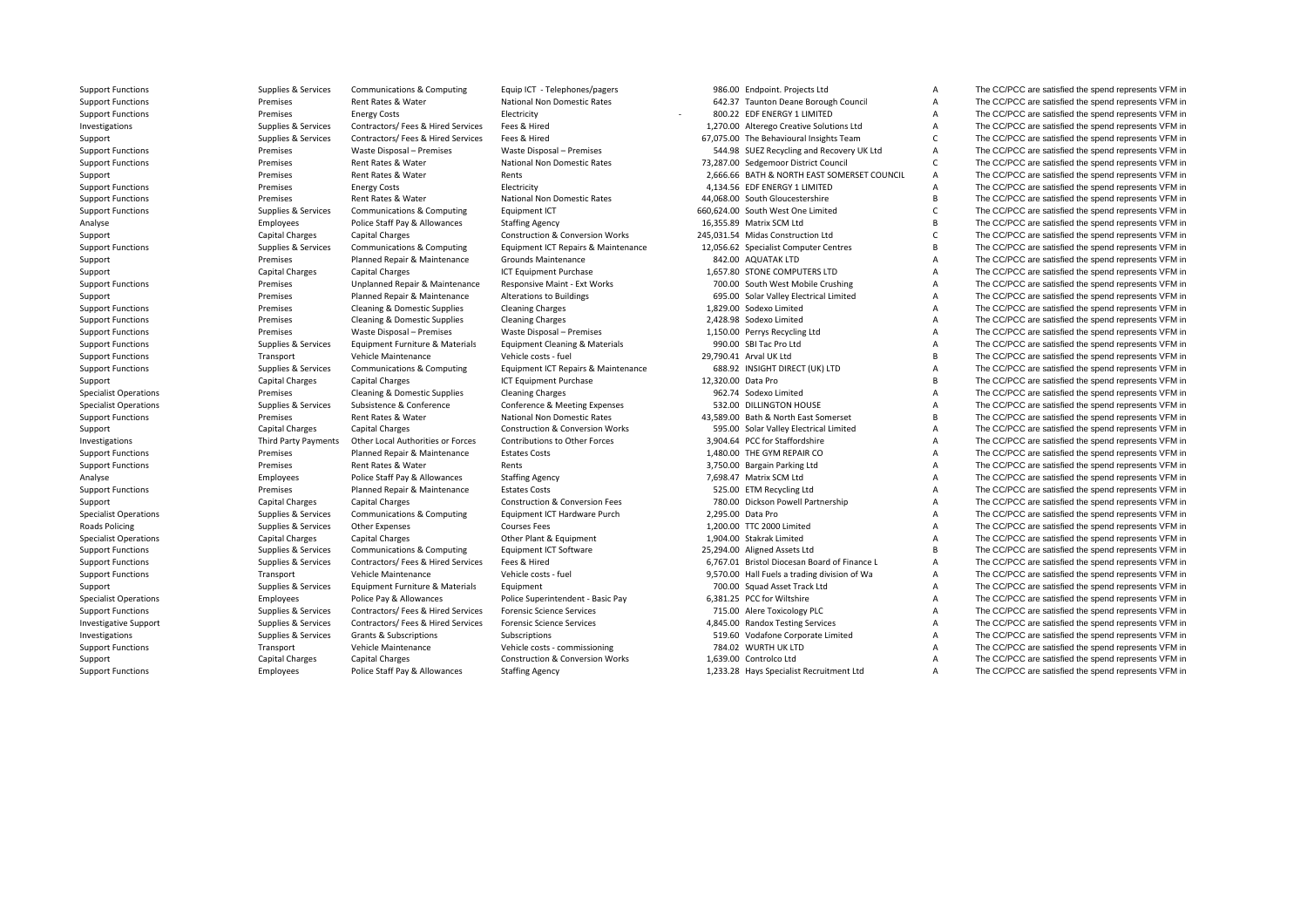| | | | | | | | |
|---|---|---|---|---|---|---|---|
| Support Functions | Supplies & Services | Communications & Computing | Equip ICT - Telephones/pagers | 986.00 | Endpoint. Projects Ltd | A | The CC/PCC are satisfied the spend represents VFM in |
| Support Functions | Premises | Rent Rates & Water | National Non Domestic Rates | 642.37 | Taunton Deane Borough Council | A | The CC/PCC are satisfied the spend represents VFM in |
| Support Functions | Premises | Energy Costs | Electricity | - 800.22 | EDF ENERGY 1 LIMITED | A | The CC/PCC are satisfied the spend represents VFM in |
| Investigations | Supplies & Services | Contractors/ Fees & Hired Services | Fees & Hired | 1,270.00 | Alterego Creative Solutions Ltd | A | The CC/PCC are satisfied the spend represents VFM in |
| Support | Supplies & Services | Contractors/ Fees & Hired Services | Fees & Hired | 67,075.00 | The Behavioural Insights Team | C | The CC/PCC are satisfied the spend represents VFM in |
| Support Functions | Premises | Waste Disposal – Premises | Waste Disposal – Premises | 544.98 | SUEZ Recycling and Recovery UK Ltd | A | The CC/PCC are satisfied the spend represents VFM in |
| Support Functions | Premises | Rent Rates & Water | National Non Domestic Rates | 73,287.00 | Sedgemoor District Council | C | The CC/PCC are satisfied the spend represents VFM in |
| Support | Premises | Rent Rates & Water | Rents | 2,666.66 | BATH & NORTH EAST SOMERSET COUNCIL | A | The CC/PCC are satisfied the spend represents VFM in |
| Support Functions | Premises | Energy Costs | Electricity | 4,134.56 | EDF ENERGY 1 LIMITED | A | The CC/PCC are satisfied the spend represents VFM in |
| Support Functions | Premises | Rent Rates & Water | National Non Domestic Rates | 44,068.00 | South Gloucestershire | B | The CC/PCC are satisfied the spend represents VFM in |
| Support Functions | Supplies & Services | Communications & Computing | Equipment ICT | 660,624.00 | South West One Limited | C | The CC/PCC are satisfied the spend represents VFM in |
| Analyse | Employees | Police Staff Pay & Allowances | Staffing Agency | 16,355.89 | Matrix SCM Ltd | B | The CC/PCC are satisfied the spend represents VFM in |
| Support | Capital Charges | Capital Charges | Construction & Conversion Works | 245,031.54 | Midas Construction Ltd | C | The CC/PCC are satisfied the spend represents VFM in |
| Support Functions | Supplies & Services | Communications & Computing | Equipment ICT Repairs & Maintenance | 12,056.62 | Specialist Computer Centres | B | The CC/PCC are satisfied the spend represents VFM in |
| Support | Premises | Planned Repair & Maintenance | Grounds Maintenance | 842.00 | AQUATAK LTD | A | The CC/PCC are satisfied the spend represents VFM in |
| Support | Capital Charges | Capital Charges | ICT Equipment Purchase | 1,657.80 | STONE COMPUTERS LTD | A | The CC/PCC are satisfied the spend represents VFM in |
| Support Functions | Premises | Unplanned Repair & Maintenance | Responsive Maint - Ext Works | 700.00 | South West Mobile Crushing | A | The CC/PCC are satisfied the spend represents VFM in |
| Support | Premises | Planned Repair & Maintenance | Alterations to Buildings | 695.00 | Solar Valley Electrical Limited | A | The CC/PCC are satisfied the spend represents VFM in |
| Support Functions | Premises | Cleaning & Domestic Supplies | Cleaning Charges | 1,829.00 | Sodexo Limited | A | The CC/PCC are satisfied the spend represents VFM in |
| Support Functions | Premises | Cleaning & Domestic Supplies | Cleaning Charges | 2,428.98 | Sodexo Limited | A | The CC/PCC are satisfied the spend represents VFM in |
| Support Functions | Premises | Waste Disposal – Premises | Waste Disposal – Premises | 1,150.00 | Perrys Recycling Ltd | A | The CC/PCC are satisfied the spend represents VFM in |
| Support Functions | Supplies & Services | Equipment Furniture & Materials | Equipment Cleaning & Materials | 990.00 | SBI Tac Pro Ltd | A | The CC/PCC are satisfied the spend represents VFM in |
| Support Functions | Transport | Vehicle Maintenance | Vehicle costs - fuel | 29,790.41 | Arval UK Ltd | B | The CC/PCC are satisfied the spend represents VFM in |
| Support Functions | Supplies & Services | Communications & Computing | Equipment ICT Repairs & Maintenance | 688.92 | INSIGHT DIRECT (UK) LTD | A | The CC/PCC are satisfied the spend represents VFM in |
| Support | Capital Charges | Capital Charges | ICT Equipment Purchase | 12,320.00 | Data Pro | B | The CC/PCC are satisfied the spend represents VFM in |
| Specialist Operations | Premises | Cleaning & Domestic Supplies | Cleaning Charges | 962.74 | Sodexo Limited | A | The CC/PCC are satisfied the spend represents VFM in |
| Specialist Operations | Supplies & Services | Subsistence & Conference | Conference & Meeting Expenses | 532.00 | DILLINGTON HOUSE | A | The CC/PCC are satisfied the spend represents VFM in |
| Support Functions | Premises | Rent Rates & Water | National Non Domestic Rates | 43,589.00 | Bath & North East Somerset | B | The CC/PCC are satisfied the spend represents VFM in |
| Support | Capital Charges | Capital Charges | Construction & Conversion Works | 595.00 | Solar Valley Electrical Limited | A | The CC/PCC are satisfied the spend represents VFM in |
| Investigations | Third Party Payments | Other Local Authorities or Forces | Contributions to Other Forces | 3,904.64 | PCC for Staffordshire | A | The CC/PCC are satisfied the spend represents VFM in |
| Support Functions | Premises | Planned Repair & Maintenance | Estates Costs | 1,480.00 | THE GYM REPAIR CO | A | The CC/PCC are satisfied the spend represents VFM in |
| Support Functions | Premises | Rent Rates & Water | Rents | 3,750.00 | Bargain Parking Ltd | A | The CC/PCC are satisfied the spend represents VFM in |
| Analyse | Employees | Police Staff Pay & Allowances | Staffing Agency | 7,698.47 | Matrix SCM Ltd | A | The CC/PCC are satisfied the spend represents VFM in |
| Support Functions | Premises | Planned Repair & Maintenance | Estates Costs | 525.00 | ETM Recycling Ltd | A | The CC/PCC are satisfied the spend represents VFM in |
| Support | Capital Charges | Capital Charges | Construction & Conversion Fees | 780.00 | Dickson Powell Partnership | A | The CC/PCC are satisfied the spend represents VFM in |
| Specialist Operations | Supplies & Services | Communications & Computing | Equipment ICT Hardware Purch | 2,295.00 | Data Pro | A | The CC/PCC are satisfied the spend represents VFM in |
| Roads Policing | Supplies & Services | Other Expenses | Courses Fees | 1,200.00 | TTC 2000 Limited | A | The CC/PCC are satisfied the spend represents VFM in |
| Specialist Operations | Capital Charges | Capital Charges | Other Plant & Equipment | 1,904.00 | Stakrak Limited | A | The CC/PCC are satisfied the spend represents VFM in |
| Support Functions | Supplies & Services | Communications & Computing | Equipment ICT Software | 25,294.00 | Aligned Assets Ltd | B | The CC/PCC are satisfied the spend represents VFM in |
| Support Functions | Supplies & Services | Contractors/ Fees & Hired Services | Fees & Hired | 6,767.01 | Bristol Diocesan Board of Finance L | A | The CC/PCC are satisfied the spend represents VFM in |
| Support Functions | Transport | Vehicle Maintenance | Vehicle costs - fuel | 9,570.00 | Hall Fuels a trading division of Wa | A | The CC/PCC are satisfied the spend represents VFM in |
| Support | Supplies & Services | Equipment Furniture & Materials | Equipment | 700.00 | Squad Asset Track Ltd | A | The CC/PCC are satisfied the spend represents VFM in |
| Specialist Operations | Employees | Police Pay & Allowances | Police Superintendent - Basic Pay | 6,381.25 | PCC for Wiltshire | A | The CC/PCC are satisfied the spend represents VFM in |
| Support Functions | Supplies & Services | Contractors/ Fees & Hired Services | Forensic Science Services | 715.00 | Alere Toxicology PLC | A | The CC/PCC are satisfied the spend represents VFM in |
| Investigative Support | Supplies & Services | Contractors/ Fees & Hired Services | Forensic Science Services | 4,845.00 | Randox Testing Services | A | The CC/PCC are satisfied the spend represents VFM in |
| Investigations | Supplies & Services | Grants & Subscriptions | Subscriptions | 519.60 | Vodafone Corporate Limited | A | The CC/PCC are satisfied the spend represents VFM in |
| Support Functions | Transport | Vehicle Maintenance | Vehicle costs - commissioning | 784.02 | WURTH UK LTD | A | The CC/PCC are satisfied the spend represents VFM in |
| Support | Capital Charges | Capital Charges | Construction & Conversion Works | 1,639.00 | Controlco Ltd | A | The CC/PCC are satisfied the spend represents VFM in |
| Support Functions | Employees | Police Staff Pay & Allowances | Staffing Agency | 1,233.28 | Hays Specialist Recruitment Ltd | A | The CC/PCC are satisfied the spend represents VFM in |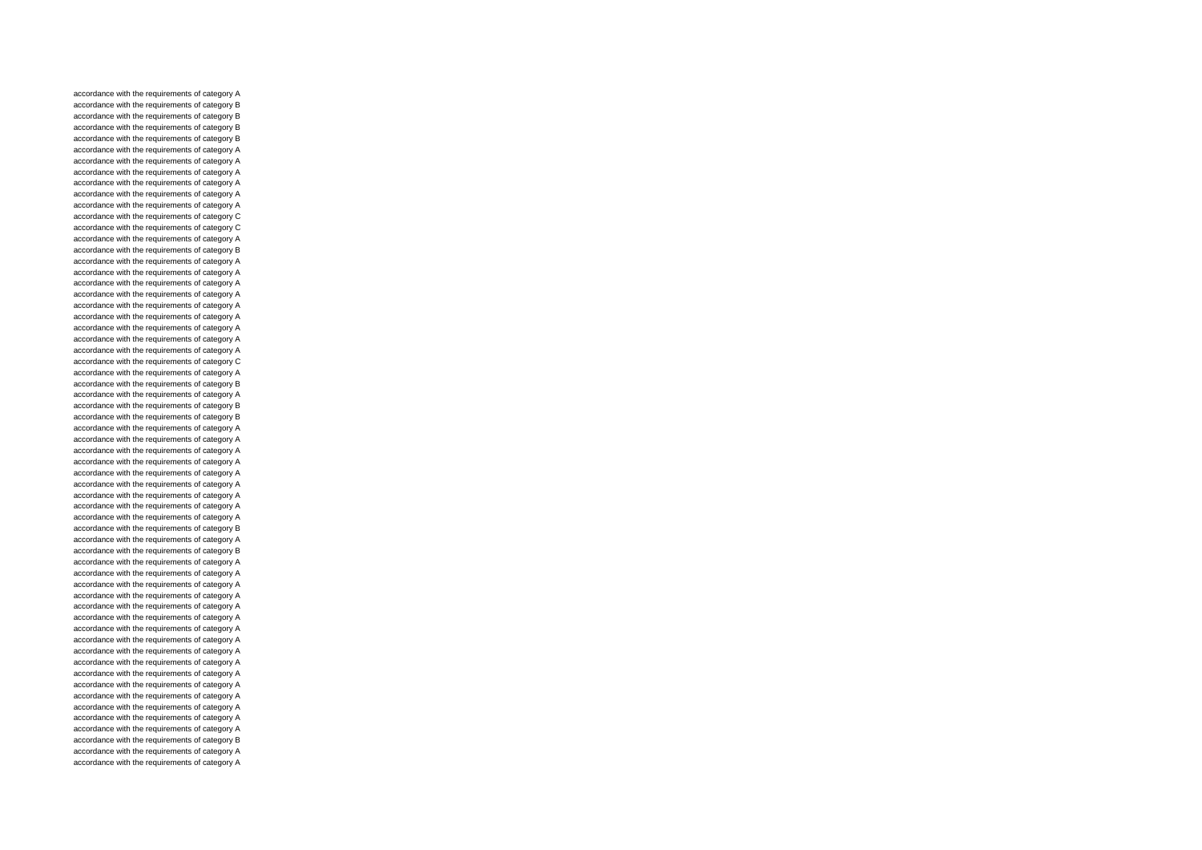accordance with the requirements of category A
accordance with the requirements of category B
accordance with the requirements of category B
accordance with the requirements of category B
accordance with the requirements of category B
accordance with the requirements of category A
accordance with the requirements of category A
accordance with the requirements of category A
accordance with the requirements of category A
accordance with the requirements of category A
accordance with the requirements of category A
accordance with the requirements of category C
accordance with the requirements of category C
accordance with the requirements of category A
accordance with the requirements of category B
accordance with the requirements of category A
accordance with the requirements of category A
accordance with the requirements of category A
accordance with the requirements of category A
accordance with the requirements of category A
accordance with the requirements of category A
accordance with the requirements of category A
accordance with the requirements of category A
accordance with the requirements of category A
accordance with the requirements of category C
accordance with the requirements of category A
accordance with the requirements of category B
accordance with the requirements of category A
accordance with the requirements of category B
accordance with the requirements of category B
accordance with the requirements of category A
accordance with the requirements of category A
accordance with the requirements of category A
accordance with the requirements of category A
accordance with the requirements of category A
accordance with the requirements of category A
accordance with the requirements of category A
accordance with the requirements of category A
accordance with the requirements of category A
accordance with the requirements of category B
accordance with the requirements of category A
accordance with the requirements of category B
accordance with the requirements of category A
accordance with the requirements of category A
accordance with the requirements of category A
accordance with the requirements of category A
accordance with the requirements of category A
accordance with the requirements of category A
accordance with the requirements of category A
accordance with the requirements of category A
accordance with the requirements of category A
accordance with the requirements of category A
accordance with the requirements of category A
accordance with the requirements of category A
accordance with the requirements of category A
accordance with the requirements of category A
accordance with the requirements of category A
accordance with the requirements of category A
accordance with the requirements of category B
accordance with the requirements of category A
accordance with the requirements of category A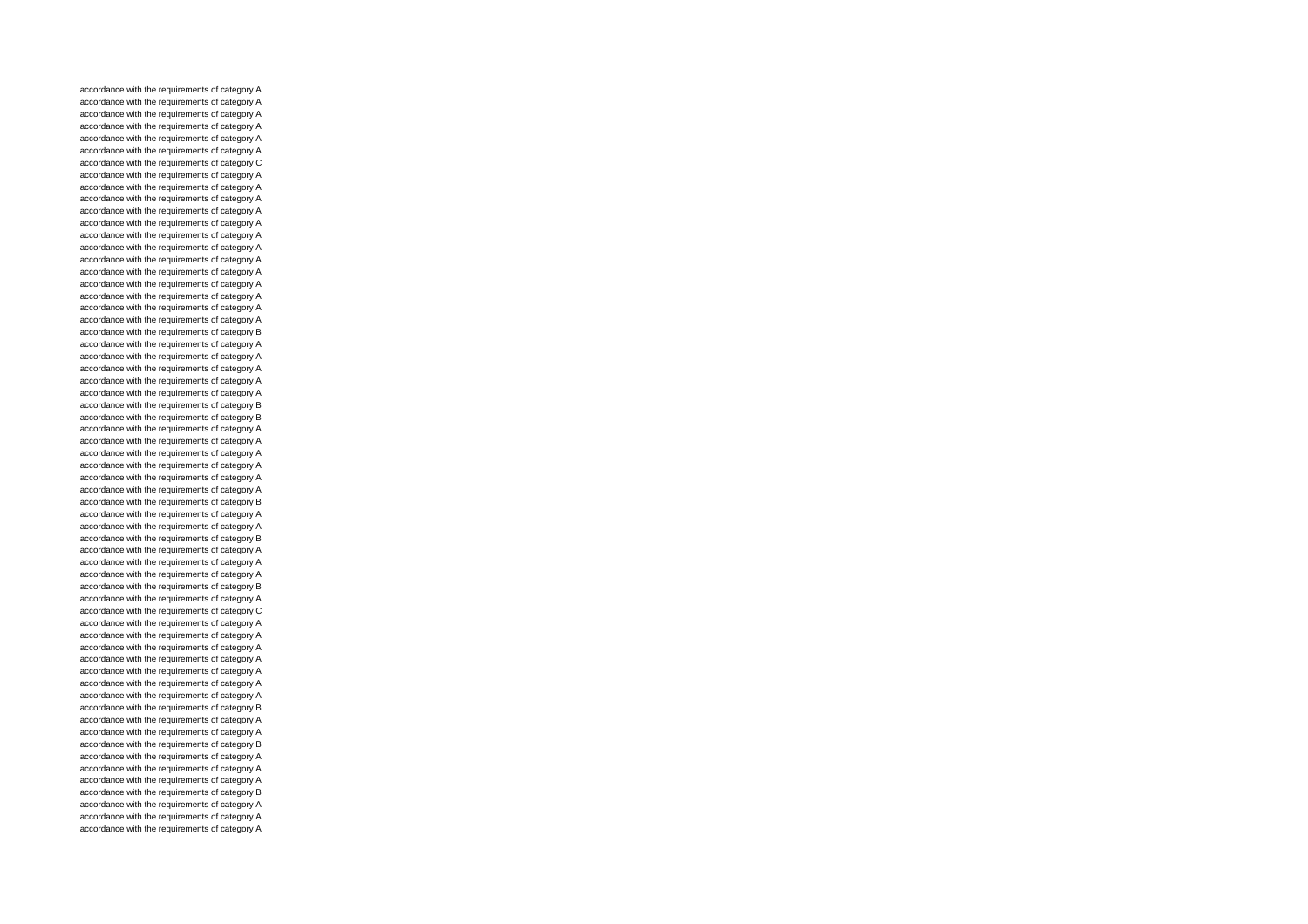accordance with the requirements of category A
accordance with the requirements of category A
accordance with the requirements of category A
accordance with the requirements of category A
accordance with the requirements of category A
accordance with the requirements of category A
accordance with the requirements of category C
accordance with the requirements of category A
accordance with the requirements of category A
accordance with the requirements of category A
accordance with the requirements of category A
accordance with the requirements of category A
accordance with the requirements of category A
accordance with the requirements of category A
accordance with the requirements of category A
accordance with the requirements of category A
accordance with the requirements of category A
accordance with the requirements of category A
accordance with the requirements of category A
accordance with the requirements of category A
accordance with the requirements of category B
accordance with the requirements of category A
accordance with the requirements of category A
accordance with the requirements of category A
accordance with the requirements of category A
accordance with the requirements of category A
accordance with the requirements of category B
accordance with the requirements of category B
accordance with the requirements of category A
accordance with the requirements of category A
accordance with the requirements of category A
accordance with the requirements of category A
accordance with the requirements of category A
accordance with the requirements of category A
accordance with the requirements of category B
accordance with the requirements of category A
accordance with the requirements of category A
accordance with the requirements of category B
accordance with the requirements of category A
accordance with the requirements of category A
accordance with the requirements of category A
accordance with the requirements of category B
accordance with the requirements of category A
accordance with the requirements of category C
accordance with the requirements of category A
accordance with the requirements of category A
accordance with the requirements of category A
accordance with the requirements of category A
accordance with the requirements of category A
accordance with the requirements of category A
accordance with the requirements of category A
accordance with the requirements of category B
accordance with the requirements of category A
accordance with the requirements of category A
accordance with the requirements of category B
accordance with the requirements of category A
accordance with the requirements of category A
accordance with the requirements of category A
accordance with the requirements of category B
accordance with the requirements of category A
accordance with the requirements of category A
accordance with the requirements of category A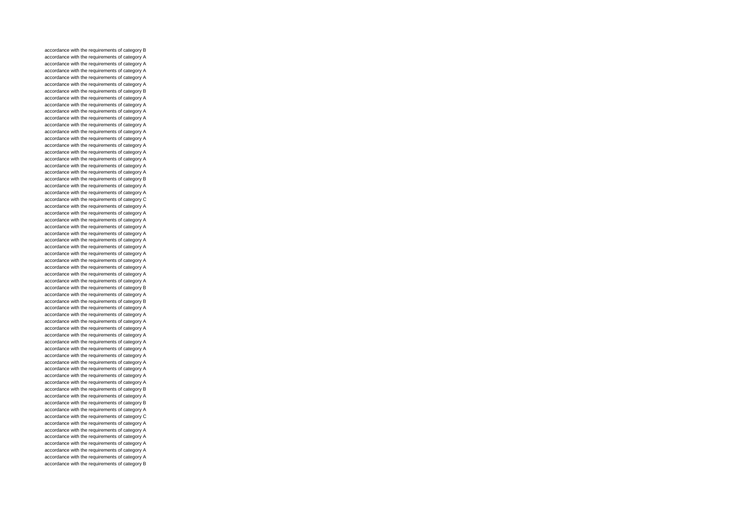accordance with the requirements of category B
accordance with the requirements of category A
accordance with the requirements of category A
accordance with the requirements of category A
accordance with the requirements of category A
accordance with the requirements of category A
accordance with the requirements of category B
accordance with the requirements of category A
accordance with the requirements of category A
accordance with the requirements of category A
accordance with the requirements of category A
accordance with the requirements of category A
accordance with the requirements of category A
accordance with the requirements of category A
accordance with the requirements of category A
accordance with the requirements of category A
accordance with the requirements of category A
accordance with the requirements of category A
accordance with the requirements of category A
accordance with the requirements of category B
accordance with the requirements of category A
accordance with the requirements of category A
accordance with the requirements of category C
accordance with the requirements of category A
accordance with the requirements of category A
accordance with the requirements of category A
accordance with the requirements of category A
accordance with the requirements of category A
accordance with the requirements of category A
accordance with the requirements of category A
accordance with the requirements of category A
accordance with the requirements of category A
accordance with the requirements of category A
accordance with the requirements of category A
accordance with the requirements of category A
accordance with the requirements of category B
accordance with the requirements of category A
accordance with the requirements of category B
accordance with the requirements of category A
accordance with the requirements of category A
accordance with the requirements of category A
accordance with the requirements of category A
accordance with the requirements of category A
accordance with the requirements of category A
accordance with the requirements of category A
accordance with the requirements of category A
accordance with the requirements of category A
accordance with the requirements of category A
accordance with the requirements of category A
accordance with the requirements of category A
accordance with the requirements of category B
accordance with the requirements of category A
accordance with the requirements of category B
accordance with the requirements of category A
accordance with the requirements of category C
accordance with the requirements of category A
accordance with the requirements of category A
accordance with the requirements of category A
accordance with the requirements of category A
accordance with the requirements of category A
accordance with the requirements of category A
accordance with the requirements of category B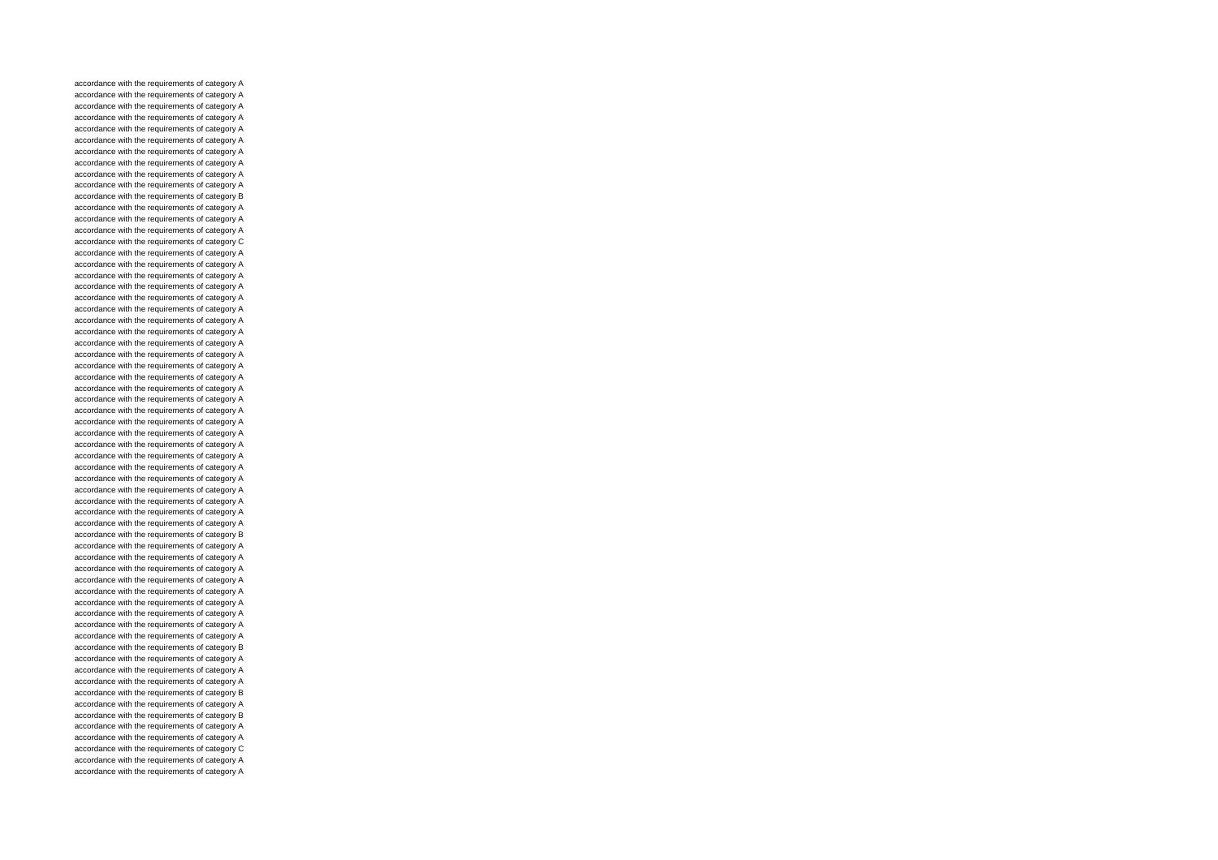accordance with the requirements of category A
accordance with the requirements of category A
accordance with the requirements of category A
accordance with the requirements of category A
accordance with the requirements of category A
accordance with the requirements of category A
accordance with the requirements of category A
accordance with the requirements of category A
accordance with the requirements of category A
accordance with the requirements of category A
accordance with the requirements of category B
accordance with the requirements of category A
accordance with the requirements of category A
accordance with the requirements of category A
accordance with the requirements of category C
accordance with the requirements of category A
accordance with the requirements of category A
accordance with the requirements of category A
accordance with the requirements of category A
accordance with the requirements of category A
accordance with the requirements of category A
accordance with the requirements of category A
accordance with the requirements of category A
accordance with the requirements of category A
accordance with the requirements of category A
accordance with the requirements of category A
accordance with the requirements of category A
accordance with the requirements of category A
accordance with the requirements of category A
accordance with the requirements of category A
accordance with the requirements of category A
accordance with the requirements of category A
accordance with the requirements of category A
accordance with the requirements of category A
accordance with the requirements of category A
accordance with the requirements of category A
accordance with the requirements of category A
accordance with the requirements of category A
accordance with the requirements of category A
accordance with the requirements of category A
accordance with the requirements of category B
accordance with the requirements of category A
accordance with the requirements of category A
accordance with the requirements of category A
accordance with the requirements of category A
accordance with the requirements of category A
accordance with the requirements of category A
accordance with the requirements of category A
accordance with the requirements of category A
accordance with the requirements of category A
accordance with the requirements of category B
accordance with the requirements of category A
accordance with the requirements of category A
accordance with the requirements of category A
accordance with the requirements of category B
accordance with the requirements of category A
accordance with the requirements of category B
accordance with the requirements of category A
accordance with the requirements of category A
accordance with the requirements of category C
accordance with the requirements of category A
accordance with the requirements of category A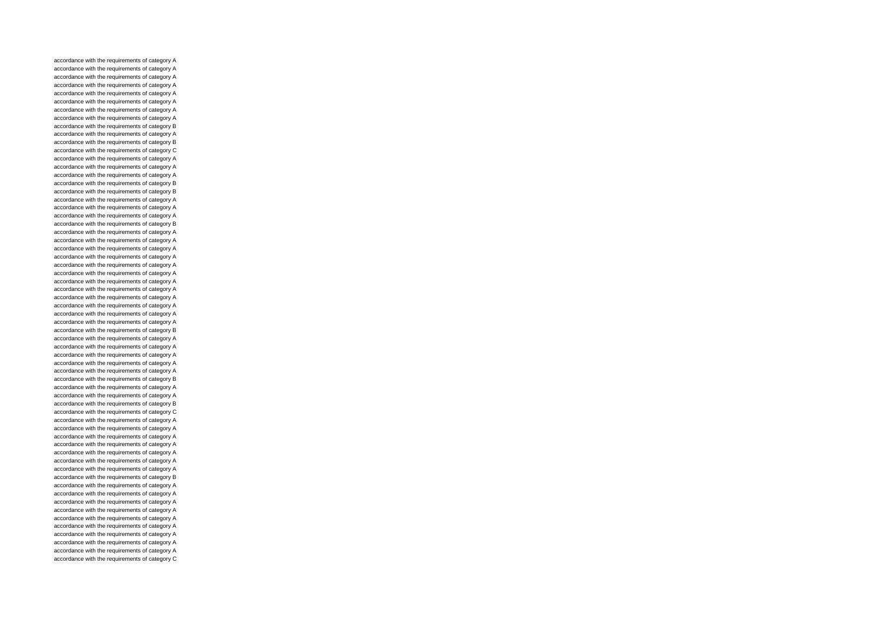accordance with the requirements of category A
accordance with the requirements of category A
accordance with the requirements of category A
accordance with the requirements of category A
accordance with the requirements of category A
accordance with the requirements of category A
accordance with the requirements of category A
accordance with the requirements of category A
accordance with the requirements of category B
accordance with the requirements of category A
accordance with the requirements of category B
accordance with the requirements of category C
accordance with the requirements of category A
accordance with the requirements of category A
accordance with the requirements of category A
accordance with the requirements of category B
accordance with the requirements of category B
accordance with the requirements of category A
accordance with the requirements of category A
accordance with the requirements of category A
accordance with the requirements of category B
accordance with the requirements of category A
accordance with the requirements of category A
accordance with the requirements of category A
accordance with the requirements of category A
accordance with the requirements of category A
accordance with the requirements of category A
accordance with the requirements of category A
accordance with the requirements of category A
accordance with the requirements of category A
accordance with the requirements of category A
accordance with the requirements of category A
accordance with the requirements of category A
accordance with the requirements of category B
accordance with the requirements of category A
accordance with the requirements of category A
accordance with the requirements of category A
accordance with the requirements of category A
accordance with the requirements of category A
accordance with the requirements of category B
accordance with the requirements of category A
accordance with the requirements of category A
accordance with the requirements of category B
accordance with the requirements of category C
accordance with the requirements of category A
accordance with the requirements of category A
accordance with the requirements of category A
accordance with the requirements of category A
accordance with the requirements of category A
accordance with the requirements of category A
accordance with the requirements of category A
accordance with the requirements of category B
accordance with the requirements of category A
accordance with the requirements of category A
accordance with the requirements of category A
accordance with the requirements of category A
accordance with the requirements of category A
accordance with the requirements of category A
accordance with the requirements of category A
accordance with the requirements of category A
accordance with the requirements of category A
accordance with the requirements of category C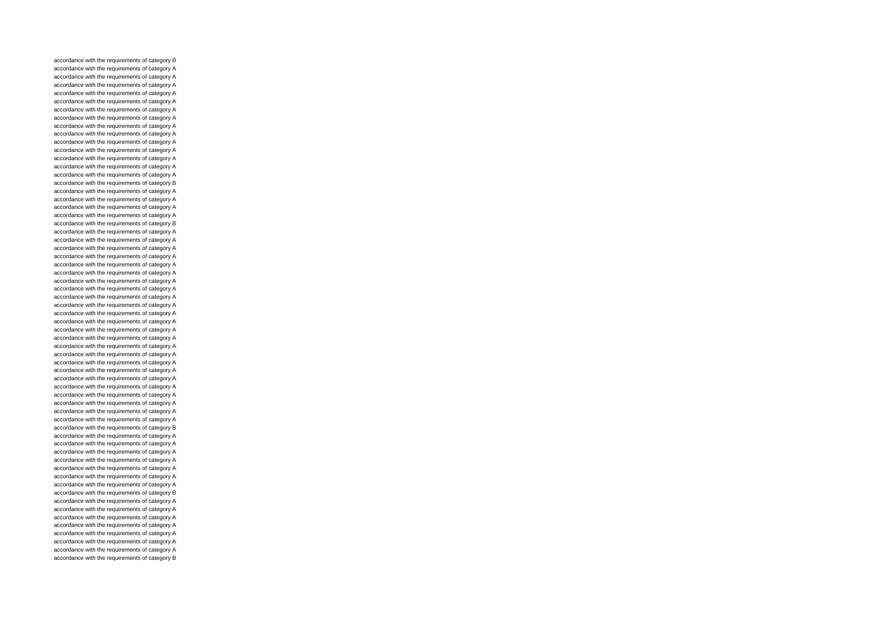accordance with the requirements of category B
accordance with the requirements of category A
accordance with the requirements of category A
accordance with the requirements of category A
accordance with the requirements of category A
accordance with the requirements of category A
accordance with the requirements of category A
accordance with the requirements of category A
accordance with the requirements of category A
accordance with the requirements of category A
accordance with the requirements of category A
accordance with the requirements of category A
accordance with the requirements of category A
accordance with the requirements of category A
accordance with the requirements of category A
accordance with the requirements of category B
accordance with the requirements of category A
accordance with the requirements of category A
accordance with the requirements of category A
accordance with the requirements of category A
accordance with the requirements of category B
accordance with the requirements of category A
accordance with the requirements of category A
accordance with the requirements of category A
accordance with the requirements of category A
accordance with the requirements of category A
accordance with the requirements of category A
accordance with the requirements of category A
accordance with the requirements of category A
accordance with the requirements of category A
accordance with the requirements of category A
accordance with the requirements of category A
accordance with the requirements of category A
accordance with the requirements of category A
accordance with the requirements of category A
accordance with the requirements of category A
accordance with the requirements of category A
accordance with the requirements of category A
accordance with the requirements of category A
accordance with the requirements of category A
accordance with the requirements of category A
accordance with the requirements of category A
accordance with the requirements of category A
accordance with the requirements of category A
accordance with the requirements of category A
accordance with the requirements of category B
accordance with the requirements of category A
accordance with the requirements of category A
accordance with the requirements of category A
accordance with the requirements of category A
accordance with the requirements of category A
accordance with the requirements of category A
accordance with the requirements of category A
accordance with the requirements of category B
accordance with the requirements of category A
accordance with the requirements of category A
accordance with the requirements of category A
accordance with the requirements of category A
accordance with the requirements of category A
accordance with the requirements of category A
accordance with the requirements of category A
accordance with the requirements of category B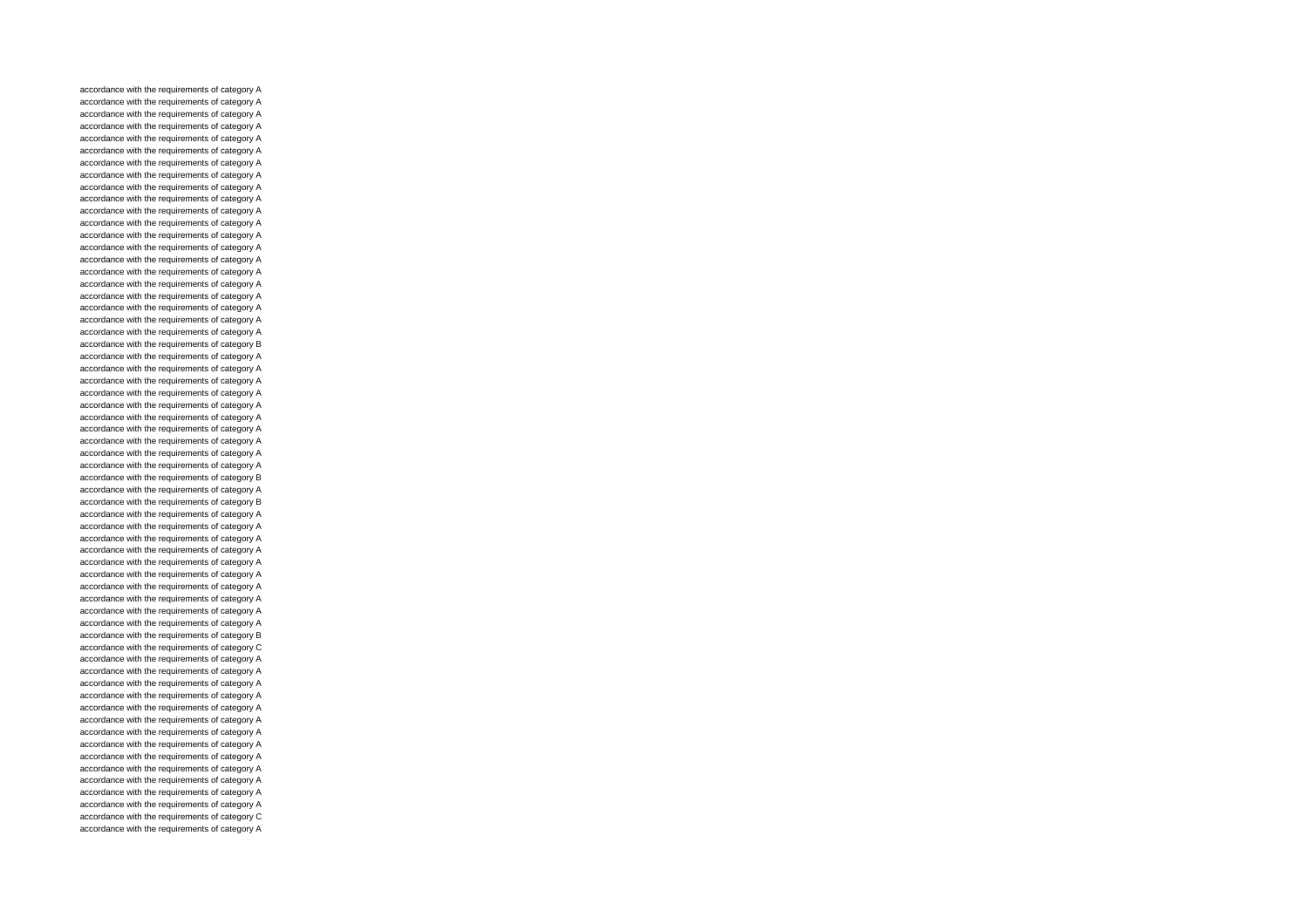accordance with the requirements of category A
accordance with the requirements of category A
accordance with the requirements of category A
accordance with the requirements of category A
accordance with the requirements of category A
accordance with the requirements of category A
accordance with the requirements of category A
accordance with the requirements of category A
accordance with the requirements of category A
accordance with the requirements of category A
accordance with the requirements of category A
accordance with the requirements of category A
accordance with the requirements of category A
accordance with the requirements of category A
accordance with the requirements of category A
accordance with the requirements of category A
accordance with the requirements of category A
accordance with the requirements of category A
accordance with the requirements of category A
accordance with the requirements of category A
accordance with the requirements of category A
accordance with the requirements of category B
accordance with the requirements of category A
accordance with the requirements of category A
accordance with the requirements of category A
accordance with the requirements of category A
accordance with the requirements of category A
accordance with the requirements of category A
accordance with the requirements of category A
accordance with the requirements of category A
accordance with the requirements of category A
accordance with the requirements of category A
accordance with the requirements of category B
accordance with the requirements of category A
accordance with the requirements of category B
accordance with the requirements of category A
accordance with the requirements of category A
accordance with the requirements of category A
accordance with the requirements of category A
accordance with the requirements of category A
accordance with the requirements of category A
accordance with the requirements of category A
accordance with the requirements of category A
accordance with the requirements of category A
accordance with the requirements of category A
accordance with the requirements of category B
accordance with the requirements of category C
accordance with the requirements of category A
accordance with the requirements of category A
accordance with the requirements of category A
accordance with the requirements of category A
accordance with the requirements of category A
accordance with the requirements of category A
accordance with the requirements of category A
accordance with the requirements of category A
accordance with the requirements of category A
accordance with the requirements of category A
accordance with the requirements of category A
accordance with the requirements of category A
accordance with the requirements of category A
accordance with the requirements of category C
accordance with the requirements of category A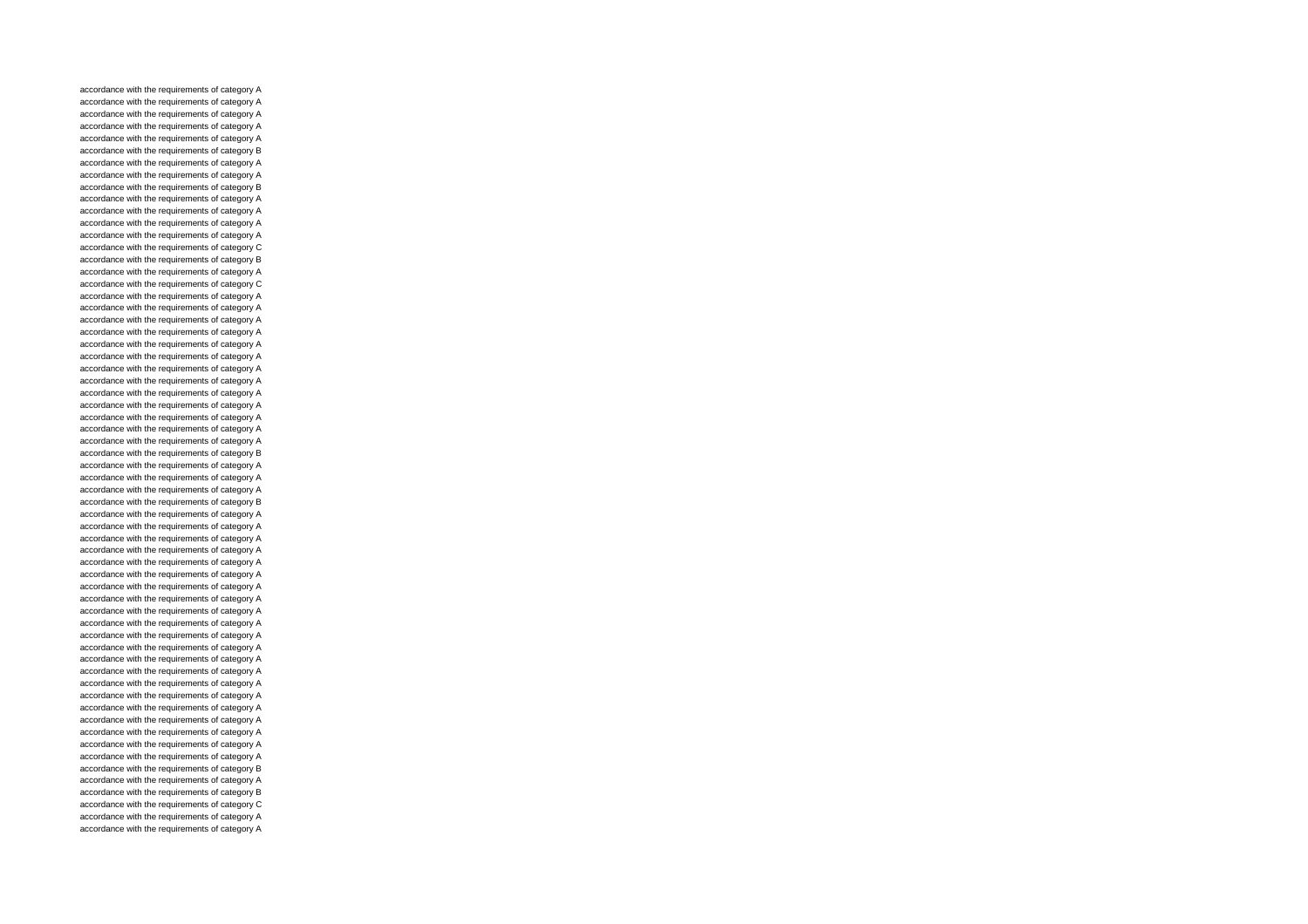accordance with the requirements of category A
accordance with the requirements of category A
accordance with the requirements of category A
accordance with the requirements of category A
accordance with the requirements of category A
accordance with the requirements of category B
accordance with the requirements of category A
accordance with the requirements of category A
accordance with the requirements of category B
accordance with the requirements of category A
accordance with the requirements of category A
accordance with the requirements of category A
accordance with the requirements of category A
accordance with the requirements of category C
accordance with the requirements of category B
accordance with the requirements of category A
accordance with the requirements of category C
accordance with the requirements of category A
accordance with the requirements of category A
accordance with the requirements of category A
accordance with the requirements of category A
accordance with the requirements of category A
accordance with the requirements of category A
accordance with the requirements of category A
accordance with the requirements of category A
accordance with the requirements of category A
accordance with the requirements of category A
accordance with the requirements of category A
accordance with the requirements of category A
accordance with the requirements of category A
accordance with the requirements of category B
accordance with the requirements of category A
accordance with the requirements of category A
accordance with the requirements of category A
accordance with the requirements of category B
accordance with the requirements of category A
accordance with the requirements of category A
accordance with the requirements of category A
accordance with the requirements of category A
accordance with the requirements of category A
accordance with the requirements of category A
accordance with the requirements of category A
accordance with the requirements of category A
accordance with the requirements of category A
accordance with the requirements of category A
accordance with the requirements of category A
accordance with the requirements of category A
accordance with the requirements of category A
accordance with the requirements of category A
accordance with the requirements of category A
accordance with the requirements of category A
accordance with the requirements of category A
accordance with the requirements of category A
accordance with the requirements of category A
accordance with the requirements of category A
accordance with the requirements of category A
accordance with the requirements of category B
accordance with the requirements of category A
accordance with the requirements of category B
accordance with the requirements of category C
accordance with the requirements of category A
accordance with the requirements of category A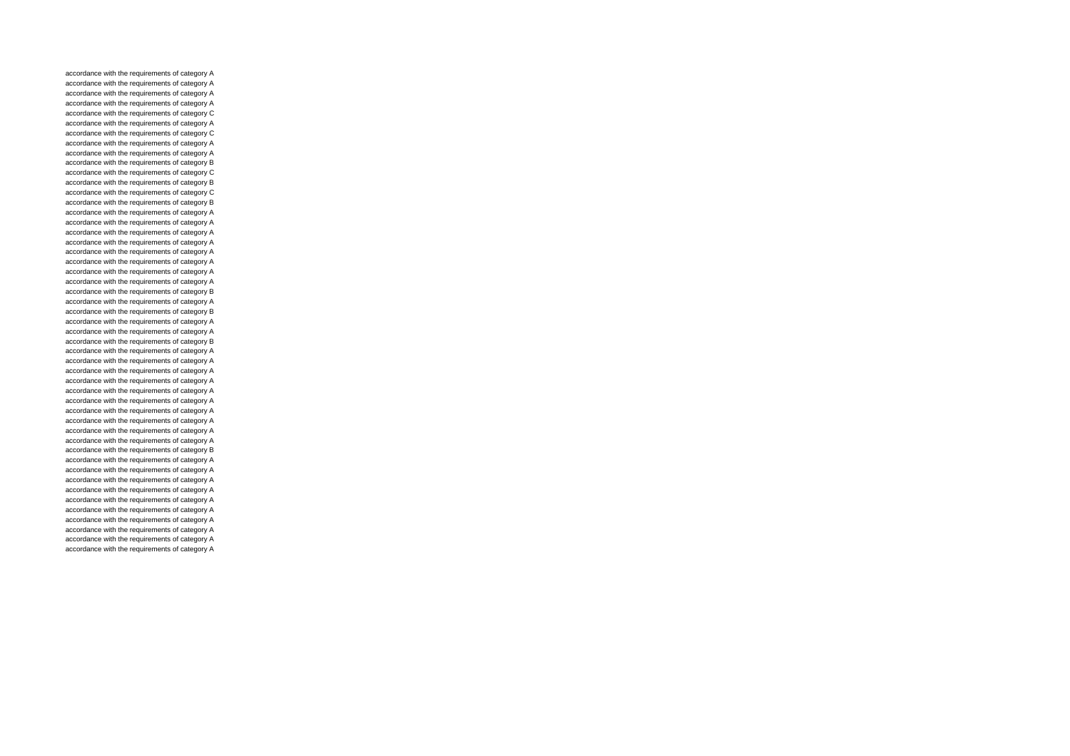accordance with the requirements of category A
accordance with the requirements of category A
accordance with the requirements of category A
accordance with the requirements of category A
accordance with the requirements of category C
accordance with the requirements of category A
accordance with the requirements of category C
accordance with the requirements of category A
accordance with the requirements of category A
accordance with the requirements of category B
accordance with the requirements of category C
accordance with the requirements of category B
accordance with the requirements of category C
accordance with the requirements of category B
accordance with the requirements of category A
accordance with the requirements of category A
accordance with the requirements of category A
accordance with the requirements of category A
accordance with the requirements of category A
accordance with the requirements of category A
accordance with the requirements of category A
accordance with the requirements of category A
accordance with the requirements of category B
accordance with the requirements of category A
accordance with the requirements of category B
accordance with the requirements of category A
accordance with the requirements of category A
accordance with the requirements of category B
accordance with the requirements of category A
accordance with the requirements of category A
accordance with the requirements of category A
accordance with the requirements of category A
accordance with the requirements of category A
accordance with the requirements of category A
accordance with the requirements of category A
accordance with the requirements of category A
accordance with the requirements of category A
accordance with the requirements of category A
accordance with the requirements of category B
accordance with the requirements of category A
accordance with the requirements of category A
accordance with the requirements of category A
accordance with the requirements of category A
accordance with the requirements of category A
accordance with the requirements of category A
accordance with the requirements of category A
accordance with the requirements of category A
accordance with the requirements of category A
accordance with the requirements of category A